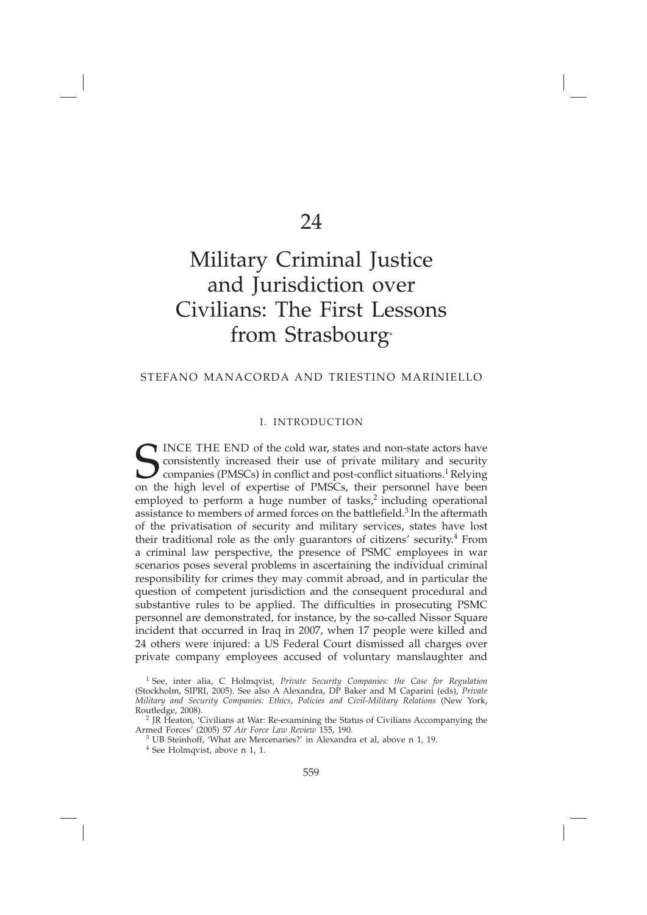# 24

# Military Criminal Justice and Jurisdiction over Civilians: The First Lessons from Strasbourg*

STEFANO MANACORDA AND TRIESTINO MARINIELLO

## I. INTRODUCTION

SINCE THE END of the cold war, states and non-state actors have consistently increased their use of private military and security companies (PMSCs) in conflict and post-conflict situations.[1] Relying on the high level of expertise of PMSCs, their personnel have been employed to perform a huge number of tasks,[2] including operational assistance to members of armed forces on the battlefield.[3] In the aftermath of the privatisation of security and military services, states have lost their traditional role as the only guarantors of citizens' security.[4] From a criminal law perspective, the presence of PSMC employees in war scenarios poses several problems in ascertaining the individual criminal responsibility for crimes they may commit abroad, and in particular the question of competent jurisdiction and the consequent procedural and substantive rules to be applied. The difficulties in prosecuting PSMC personnel are demonstrated, for instance, by the so-called Nissor Square incident that occurred in Iraq in 2007, when 17 people were killed and 24 others were injured: a US Federal Court dismissed all charges over private company employees accused of voluntary manslaughter and

[1] See, inter alia, C Holmqvist, *Private Security Companies: the Case for Regulation* (Stockholm, SIPRI, 2005). See also A Alexandra, DP Baker and M Caparini (eds), *Private Military and Security Companies: Ethics, Policies and Civil-Military Relations* (New York, Routledge, 2008).

[2] JR Heaton, 'Civilians at War: Re-examining the Status of Civilians Accompanying the Armed Forces' (2005) 57 *Air Force Law Review* 155, 190.

[3] UB Steinhoff, 'What are Mercenaries?' in Alexandra et al, above n 1, 19.

[4] See Holmqvist, above n 1, 1.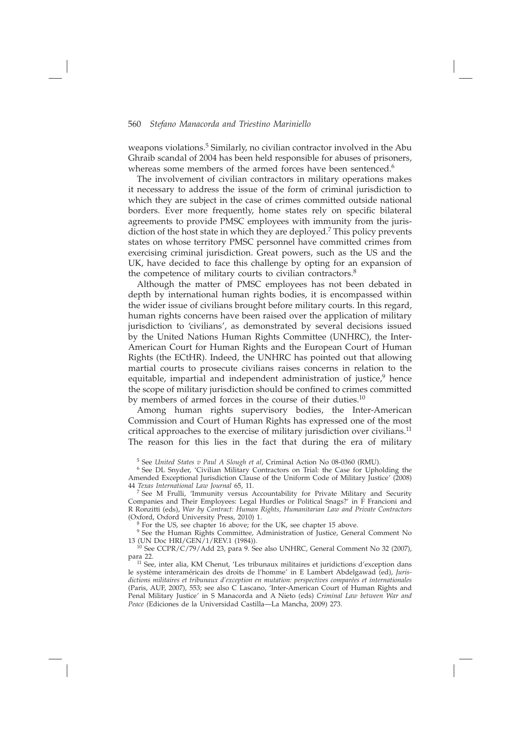weapons violations.[5] Similarly, no civilian contractor involved in the Abu Ghraib scandal of 2004 has been held responsible for abuses of prisoners, whereas some members of the armed forces have been sentenced.[6]

The involvement of civilian contractors in military operations makes it necessary to address the issue of the form of criminal jurisdiction to which they are subject in the case of crimes committed outside national borders. Ever more frequently, home states rely on specific bilateral agreements to provide PMSC employees with immunity from the jurisdiction of the host state in which they are deployed.[7] This policy prevents states on whose territory PMSC personnel have committed crimes from exercising criminal jurisdiction. Great powers, such as the US and the UK, have decided to face this challenge by opting for an expansion of the competence of military courts to civilian contractors.[8]

Although the matter of PMSC employees has not been debated in depth by international human rights bodies, it is encompassed within the wider issue of civilians brought before military courts. In this regard, human rights concerns have been raised over the application of military jurisdiction to 'civilians', as demonstrated by several decisions issued by the United Nations Human Rights Committee (UNHRC), the Inter-American Court for Human Rights and the European Court of Human Rights (the ECtHR). Indeed, the UNHRC has pointed out that allowing martial courts to prosecute civilians raises concerns in relation to the equitable, impartial and independent administration of justice,[9] hence the scope of military jurisdiction should be confined to crimes committed by members of armed forces in the course of their duties.[10]

Among human rights supervisory bodies, the Inter-American Commission and Court of Human Rights has expressed one of the most critical approaches to the exercise of military jurisdiction over civilians.[11] The reason for this lies in the fact that during the era of military

---

[5] See *United States v Paul A Slough et al*, Criminal Action No 08-0360 (RMU).

[6] See DL Snyder, 'Civilian Military Contractors on Trial: the Case for Upholding the Amended Exceptional Jurisdiction Clause of the Uniform Code of Military Justice' (2008) 44 *Texas International Law Journal* 65, 11.

[7] See M Frulli, 'Immunity versus Accountability for Private Military and Security Companies and Their Employees: Legal Hurdles or Political Snags?' in F Francioni and R Ronzitti (eds), *War by Contract: Human Rights, Humanitarian Law and Private Contractors* (Oxford, Oxford University Press, 2010) 1.

[8] For the US, see chapter 16 above; for the UK, see chapter 15 above.

[9] See the Human Rights Committee, Administration of Justice, General Comment No 13 (UN Doc HRI/GEN/1/REV.1 (1984)).

[10] See CCPR/C/79/Add 23, para 9. See also UNHRC, General Comment No 32 (2007), para 22.

[11] See, inter alia, KM Chenut, 'Les tribunaux militaires et juridictions d'exception dans le système interaméricain des droits de l'homme' in E Lambert Abdelgawad (ed), *Juridictions militaires et tribunaux d'exception en mutation: perspectives comparées et internationales* (Paris, AUF, 2007), 553; see also C Lascano, 'Inter-American Court of Human Rights and Penal Military Justice' in S Manacorda and A Nieto (eds) *Criminal Law between War and Peace* (Ediciones de la Universidad Castilla—La Mancha, 2009) 273.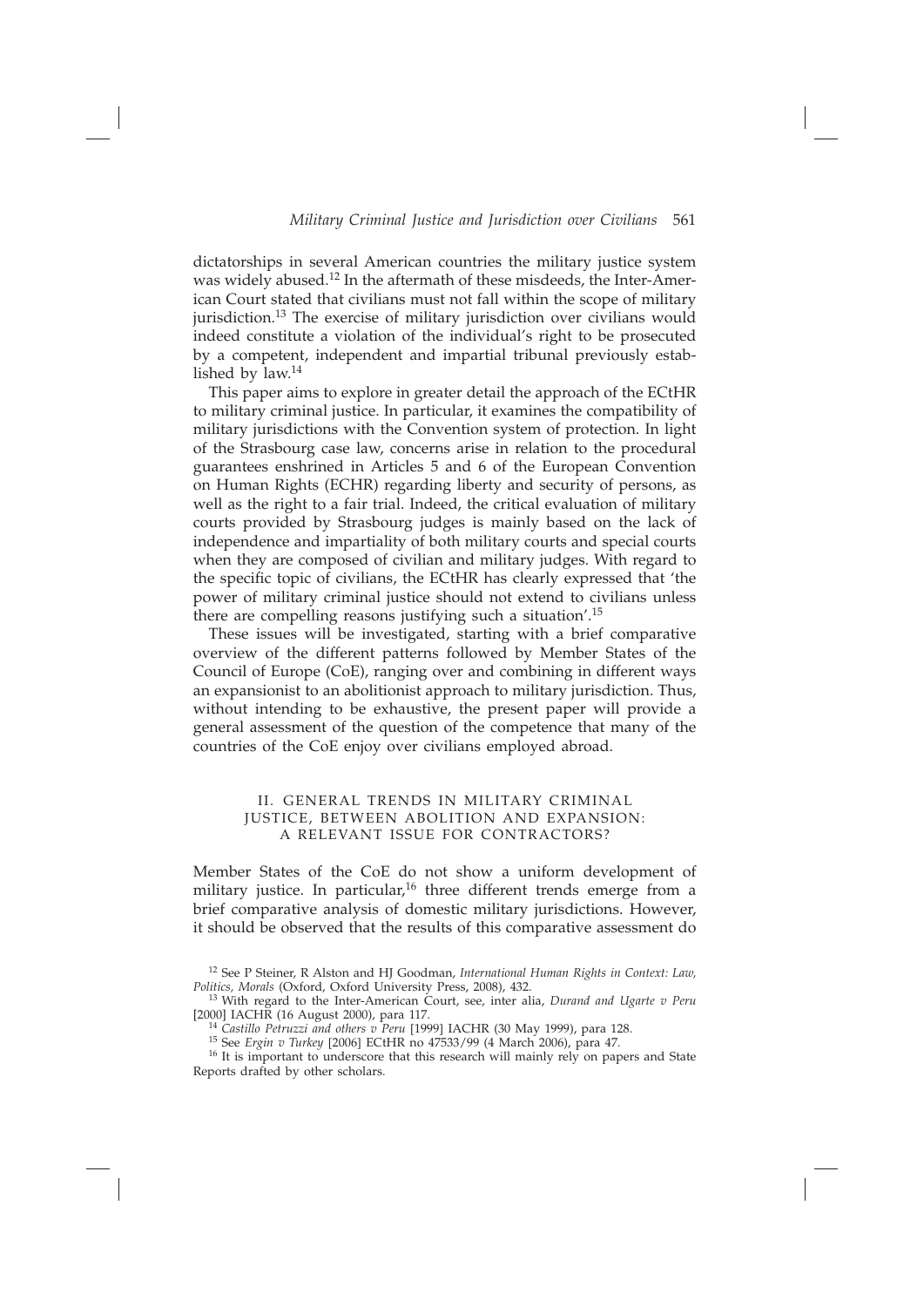dictatorships in several American countries the military justice system was widely abused.[12] In the aftermath of these misdeeds, the Inter-American Court stated that civilians must not fall within the scope of military jurisdiction.[13] The exercise of military jurisdiction over civilians would indeed constitute a violation of the individual's right to be prosecuted by a competent, independent and impartial tribunal previously established by law.[14]

This paper aims to explore in greater detail the approach of the ECtHR to military criminal justice. In particular, it examines the compatibility of military jurisdictions with the Convention system of protection. In light of the Strasbourg case law, concerns arise in relation to the procedural guarantees enshrined in Articles 5 and 6 of the European Convention on Human Rights (ECHR) regarding liberty and security of persons, as well as the right to a fair trial. Indeed, the critical evaluation of military courts provided by Strasbourg judges is mainly based on the lack of independence and impartiality of both military courts and special courts when they are composed of civilian and military judges. With regard to the specific topic of civilians, the ECtHR has clearly expressed that 'the power of military criminal justice should not extend to civilians unless there are compelling reasons justifying such a situation'.[15]

These issues will be investigated, starting with a brief comparative overview of the different patterns followed by Member States of the Council of Europe (CoE), ranging over and combining in different ways an expansionist to an abolitionist approach to military jurisdiction. Thus, without intending to be exhaustive, the present paper will provide a general assessment of the question of the competence that many of the countries of the CoE enjoy over civilians employed abroad.

## II. GENERAL TRENDS IN MILITARY CRIMINAL JUSTICE, BETWEEN ABOLITION AND EXPANSION: A RELEVANT ISSUE FOR CONTRACTORS?

Member States of the CoE do not show a uniform development of military justice. In particular,[16] three different trends emerge from a brief comparative analysis of domestic military jurisdictions. However, it should be observed that the results of this comparative assessment do

---

[12] See P Steiner, R Alston and HJ Goodman, *International Human Rights in Context: Law, Politics, Morals* (Oxford, Oxford University Press, 2008), 432.

[13] With regard to the Inter-American Court, see, inter alia, *Durand and Ugarte v Peru* [2000] IACHR (16 August 2000), para 117.

[14] *Castillo Petruzzi and others v Peru* [1999] IACHR (30 May 1999), para 128.

[15] See *Ergin v Turkey* [2006] ECtHR no 47533/99 (4 March 2006), para 47.

[16] It is important to underscore that this research will mainly rely on papers and State Reports drafted by other scholars.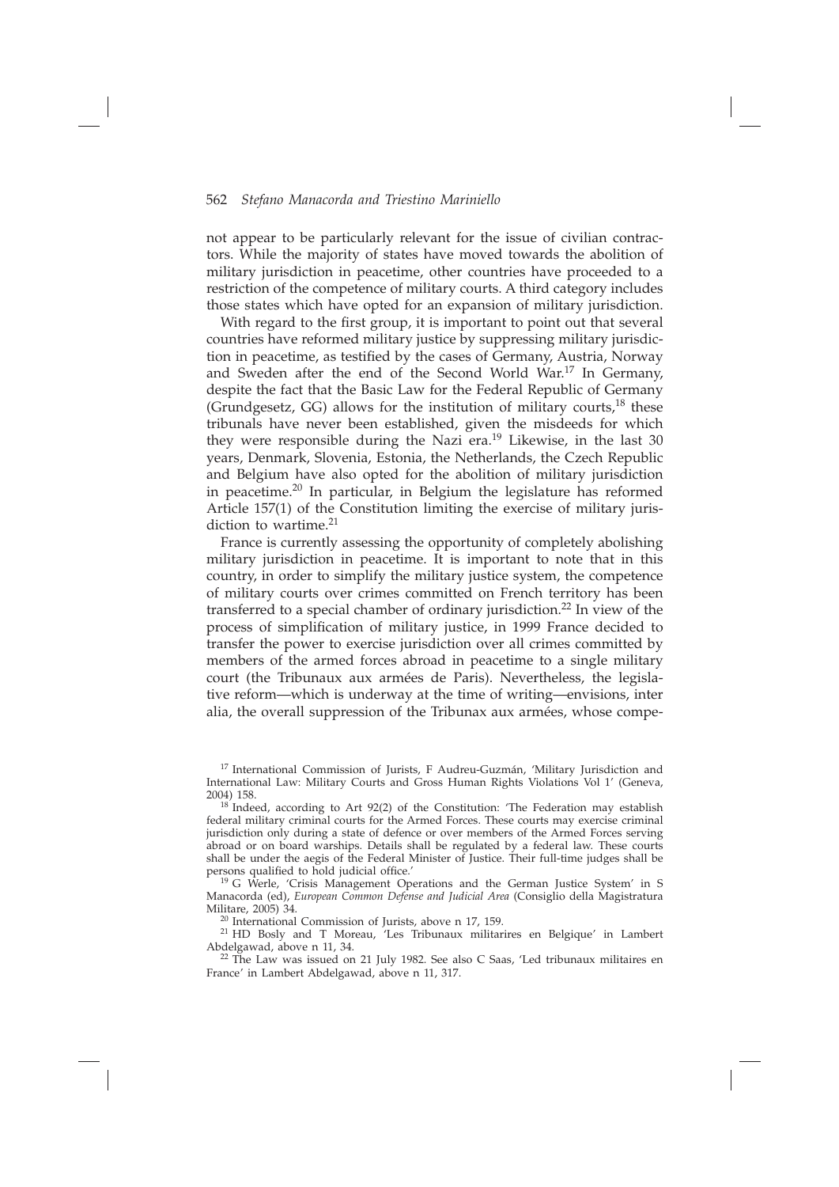not appear to be particularly relevant for the issue of civilian contractors. While the majority of states have moved towards the abolition of military jurisdiction in peacetime, other countries have proceeded to a restriction of the competence of military courts. A third category includes those states which have opted for an expansion of military jurisdiction.

With regard to the first group, it is important to point out that several countries have reformed military justice by suppressing military jurisdiction in peacetime, as testified by the cases of Germany, Austria, Norway and Sweden after the end of the Second World War.[17] In Germany, despite the fact that the Basic Law for the Federal Republic of Germany (Grundgesetz, GG) allows for the institution of military courts,[18] these tribunals have never been established, given the misdeeds for which they were responsible during the Nazi era.[19] Likewise, in the last 30 years, Denmark, Slovenia, Estonia, the Netherlands, the Czech Republic and Belgium have also opted for the abolition of military jurisdiction in peacetime.[20] In particular, in Belgium the legislature has reformed Article 157(1) of the Constitution limiting the exercise of military jurisdiction to wartime.[21]

France is currently assessing the opportunity of completely abolishing military jurisdiction in peacetime. It is important to note that in this country, in order to simplify the military justice system, the competence of military courts over crimes committed on French territory has been transferred to a special chamber of ordinary jurisdiction.[22] In view of the process of simplification of military justice, in 1999 France decided to transfer the power to exercise jurisdiction over all crimes committed by members of the armed forces abroad in peacetime to a single military court (the Tribunaux aux armées de Paris). Nevertheless, the legislative reform—which is underway at the time of writing—envisions, inter alia, the overall suppression of the Tribunax aux armées, whose compe-

[17] International Commission of Jurists, F Audreu-Guzmán, 'Military Jurisdiction and International Law: Military Courts and Gross Human Rights Violations Vol 1' (Geneva, 2004) 158.

[18] Indeed, according to Art 92(2) of the Constitution: 'The Federation may establish federal military criminal courts for the Armed Forces. These courts may exercise criminal jurisdiction only during a state of defence or over members of the Armed Forces serving abroad or on board warships. Details shall be regulated by a federal law. These courts shall be under the aegis of the Federal Minister of Justice. Their full-time judges shall be persons qualified to hold judicial office.'

[19] G Werle, 'Crisis Management Operations and the German Justice System' in S Manacorda (ed), *European Common Defense and Judicial Area* (Consiglio della Magistratura Militare, 2005) 34.

[20] International Commission of Jurists, above n 17, 159.

[21] HD Bosly and T Moreau, 'Les Tribunaux militarires en Belgique' in Lambert Abdelgawad, above n 11, 34.

[22] The Law was issued on 21 July 1982. See also C Saas, 'Led tribunaux militaires en France' in Lambert Abdelgawad, above n 11, 317.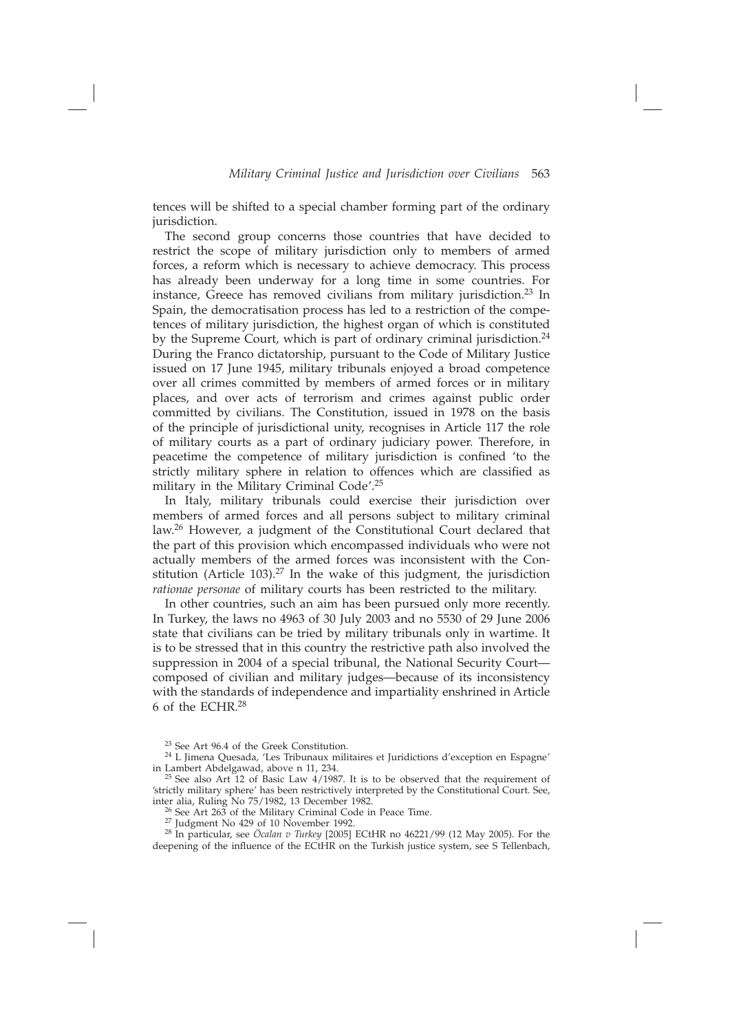tences will be shifted to a special chamber forming part of the ordinary jurisdiction.

The second group concerns those countries that have decided to restrict the scope of military jurisdiction only to members of armed forces, a reform which is necessary to achieve democracy. This process has already been underway for a long time in some countries. For instance, Greece has removed civilians from military jurisdiction.[23] In Spain, the democratisation process has led to a restriction of the competences of military jurisdiction, the highest organ of which is constituted by the Supreme Court, which is part of ordinary criminal jurisdiction.[24] During the Franco dictatorship, pursuant to the Code of Military Justice issued on 17 June 1945, military tribunals enjoyed a broad competence over all crimes committed by members of armed forces or in military places, and over acts of terrorism and crimes against public order committed by civilians. The Constitution, issued in 1978 on the basis of the principle of jurisdictional unity, recognises in Article 117 the role of military courts as a part of ordinary judiciary power. Therefore, in peacetime the competence of military jurisdiction is confined 'to the strictly military sphere in relation to offences which are classified as military in the Military Criminal Code'.[25]

In Italy, military tribunals could exercise their jurisdiction over members of armed forces and all persons subject to military criminal law.[26] However, a judgment of the Constitutional Court declared that the part of this provision which encompassed individuals who were not actually members of the armed forces was inconsistent with the Constitution (Article 103).[27] In the wake of this judgment, the jurisdiction *rationae personae* of military courts has been restricted to the military.

In other countries, such an aim has been pursued only more recently. In Turkey, the laws no 4963 of 30 July 2003 and no 5530 of 29 June 2006 state that civilians can be tried by military tribunals only in wartime. It is to be stressed that in this country the restrictive path also involved the suppression in 2004 of a special tribunal, the National Security Court—composed of civilian and military judges—because of its inconsistency with the standards of independence and impartiality enshrined in Article 6 of the ECHR.[28]

[23] See Art 96.4 of the Greek Constitution.

[24] L Jimena Quesada, 'Les Tribunaux militaires et Juridictions d'exception en Espagne' in Lambert Abdelgawad, above n 11, 234.

[25] See also Art 12 of Basic Law 4/1987. It is to be observed that the requirement of 'strictly military sphere' has been restrictively interpreted by the Constitutional Court. See, inter alia, Ruling No 75/1982, 13 December 1982.

[26] See Art 263 of the Military Criminal Code in Peace Time.

[27] Judgment No 429 of 10 November 1992.

[28] In particular, see *Öcalan v Turkey* [2005] ECtHR no 46221/99 (12 May 2005). For the deepening of the influence of the ECtHR on the Turkish justice system, see S Tellenbach,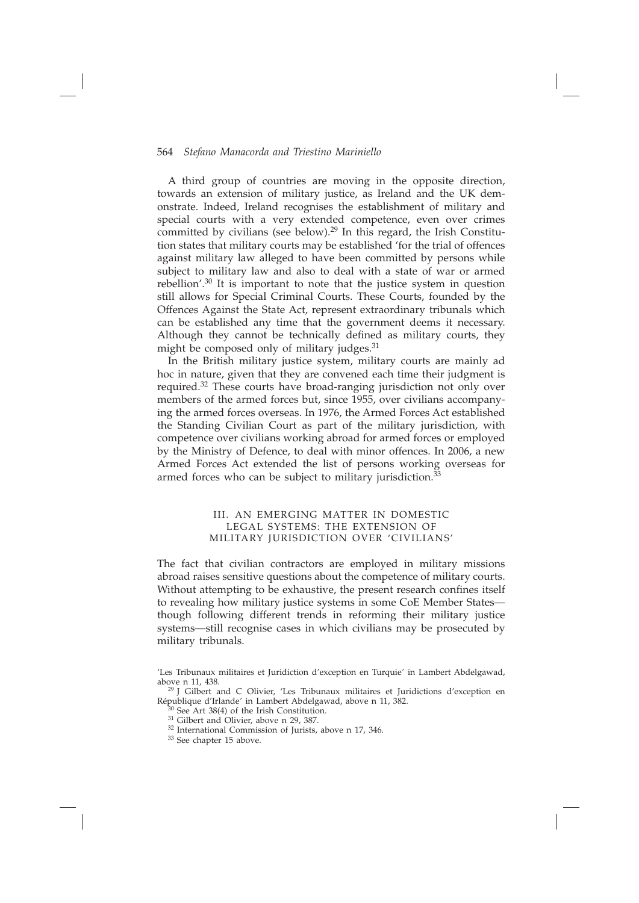A third group of countries are moving in the opposite direction, towards an extension of military justice, as Ireland and the UK demonstrate. Indeed, Ireland recognises the establishment of military and special courts with a very extended competence, even over crimes committed by civilians (see below).[29] In this regard, the Irish Constitution states that military courts may be established 'for the trial of offences against military law alleged to have been committed by persons while subject to military law and also to deal with a state of war or armed rebellion'.[30] It is important to note that the justice system in question still allows for Special Criminal Courts. These Courts, founded by the Offences Against the State Act, represent extraordinary tribunals which can be established any time that the government deems it necessary. Although they cannot be technically defined as military courts, they might be composed only of military judges.[31]

In the British military justice system, military courts are mainly ad hoc in nature, given that they are convened each time their judgment is required.[32] These courts have broad-ranging jurisdiction not only over members of the armed forces but, since 1955, over civilians accompanying the armed forces overseas. In 1976, the Armed Forces Act established the Standing Civilian Court as part of the military jurisdiction, with competence over civilians working abroad for armed forces or employed by the Ministry of Defence, to deal with minor offences. In 2006, a new Armed Forces Act extended the list of persons working overseas for armed forces who can be subject to military jurisdiction.[33]

## III. AN EMERGING MATTER IN DOMESTIC LEGAL SYSTEMS: THE EXTENSION OF MILITARY JURISDICTION OVER 'CIVILIANS'

The fact that civilian contractors are employed in military missions abroad raises sensitive questions about the competence of military courts. Without attempting to be exhaustive, the present research confines itself to revealing how military justice systems in some CoE Member States—though following different trends in reforming their military justice systems—still recognise cases in which civilians may be prosecuted by military tribunals.

'Les Tribunaux militaires et Juridiction d'exception en Turquie' in Lambert Abdelgawad, above n 11, 438.

[29] J Gilbert and C Olivier, 'Les Tribunaux militaires et Juridictions d'exception en République d'Irlande' in Lambert Abdelgawad, above n 11, 382.

[30] See Art 38(4) of the Irish Constitution.

[31] Gilbert and Olivier, above n 29, 387.

[32] International Commission of Jurists, above n 17, 346.

[33] See chapter 15 above.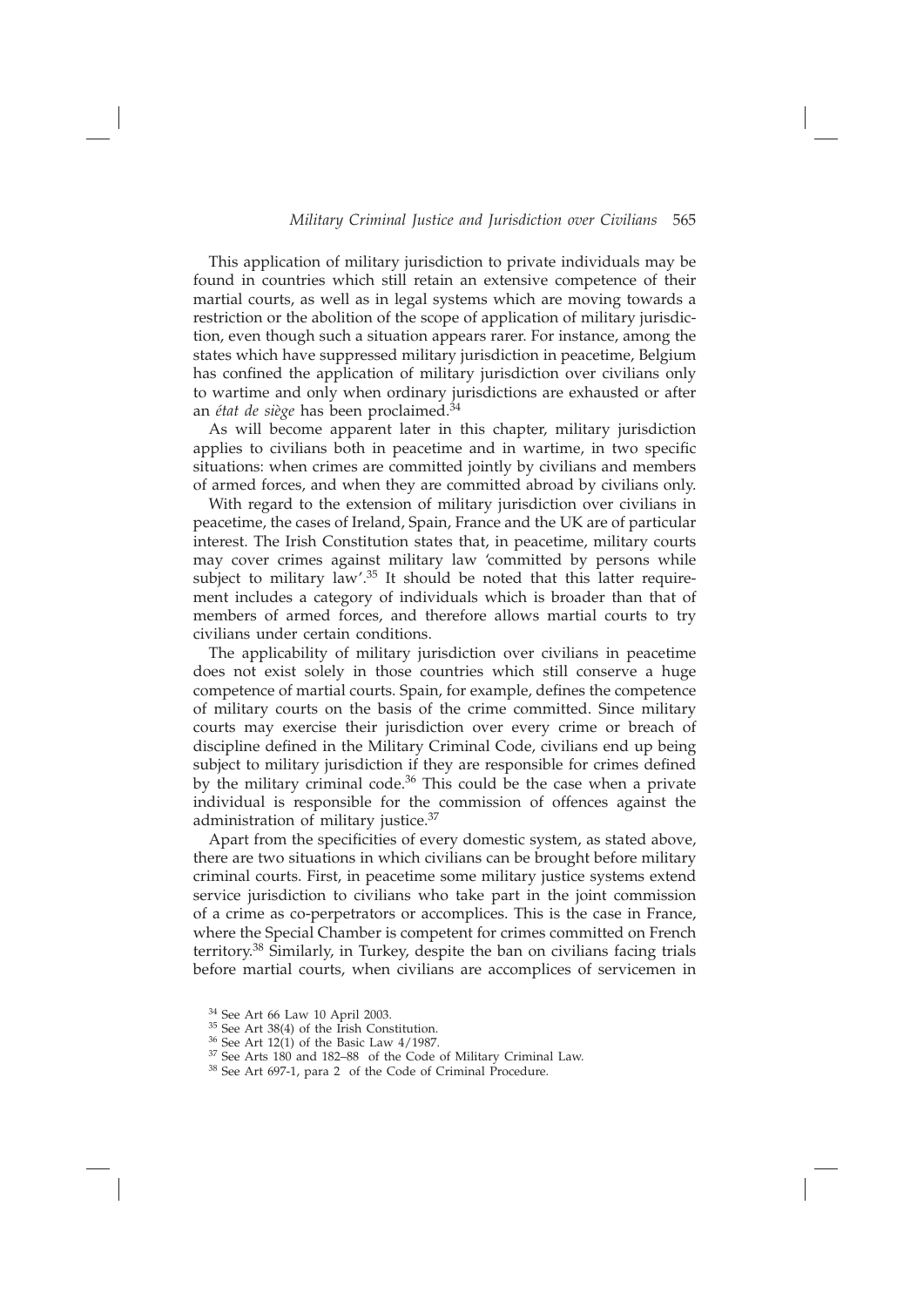This application of military jurisdiction to private individuals may be found in countries which still retain an extensive competence of their martial courts, as well as in legal systems which are moving towards a restriction or the abolition of the scope of application of military jurisdiction, even though such a situation appears rarer. For instance, among the states which have suppressed military jurisdiction in peacetime, Belgium has confined the application of military jurisdiction over civilians only to wartime and only when ordinary jurisdictions are exhausted or after an *état de siège* has been proclaimed.[34]

As will become apparent later in this chapter, military jurisdiction applies to civilians both in peacetime and in wartime, in two specific situations: when crimes are committed jointly by civilians and members of armed forces, and when they are committed abroad by civilians only.

With regard to the extension of military jurisdiction over civilians in peacetime, the cases of Ireland, Spain, France and the UK are of particular interest. The Irish Constitution states that, in peacetime, military courts may cover crimes against military law 'committed by persons while subject to military law'.[35] It should be noted that this latter requirement includes a category of individuals which is broader than that of members of armed forces, and therefore allows martial courts to try civilians under certain conditions.

The applicability of military jurisdiction over civilians in peacetime does not exist solely in those countries which still conserve a huge competence of martial courts. Spain, for example, defines the competence of military courts on the basis of the crime committed. Since military courts may exercise their jurisdiction over every crime or breach of discipline defined in the Military Criminal Code, civilians end up being subject to military jurisdiction if they are responsible for crimes defined by the military criminal code.[36] This could be the case when a private individual is responsible for the commission of offences against the administration of military justice.[37]

Apart from the specificities of every domestic system, as stated above, there are two situations in which civilians can be brought before military criminal courts. First, in peacetime some military justice systems extend service jurisdiction to civilians who take part in the joint commission of a crime as co-perpetrators or accomplices. This is the case in France, where the Special Chamber is competent for crimes committed on French territory.[38] Similarly, in Turkey, despite the ban on civilians facing trials before martial courts, when civilians are accomplices of servicemen in

[34] See Art 66 Law 10 April 2003.

[35] See Art 38(4) of the Irish Constitution.

[36] See Art 12(1) of the Basic Law 4/1987.

[37] See Arts 180 and 182–88 of the Code of Military Criminal Law.

[38] See Art 697-1, para 2 of the Code of Criminal Procedure.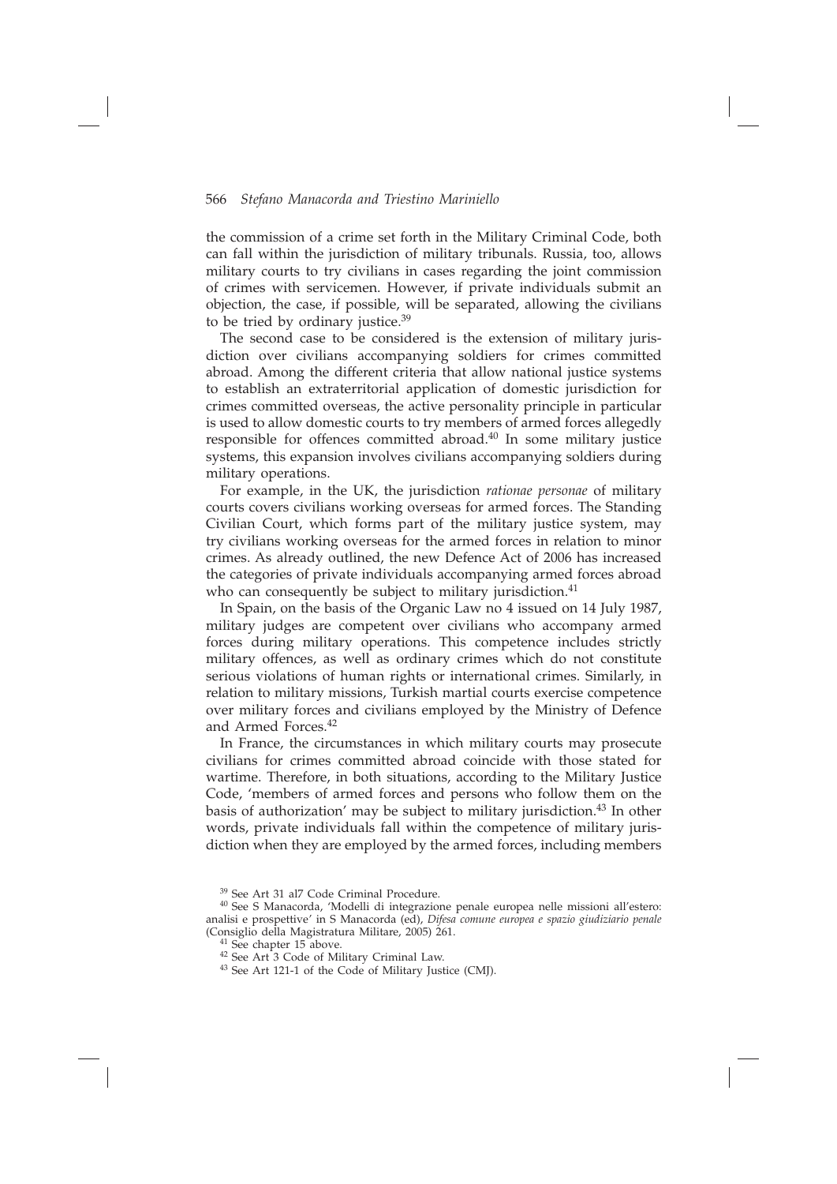the commission of a crime set forth in the Military Criminal Code, both can fall within the jurisdiction of military tribunals. Russia, too, allows military courts to try civilians in cases regarding the joint commission of crimes with servicemen. However, if private individuals submit an objection, the case, if possible, will be separated, allowing the civilians to be tried by ordinary justice.[39]

The second case to be considered is the extension of military jurisdiction over civilians accompanying soldiers for crimes committed abroad. Among the different criteria that allow national justice systems to establish an extraterritorial application of domestic jurisdiction for crimes committed overseas, the active personality principle in particular is used to allow domestic courts to try members of armed forces allegedly responsible for offences committed abroad.[40] In some military justice systems, this expansion involves civilians accompanying soldiers during military operations.

For example, in the UK, the jurisdiction *rationae personae* of military courts covers civilians working overseas for armed forces. The Standing Civilian Court, which forms part of the military justice system, may try civilians working overseas for the armed forces in relation to minor crimes. As already outlined, the new Defence Act of 2006 has increased the categories of private individuals accompanying armed forces abroad who can consequently be subject to military jurisdiction.[41]

In Spain, on the basis of the Organic Law no 4 issued on 14 July 1987, military judges are competent over civilians who accompany armed forces during military operations. This competence includes strictly military offences, as well as ordinary crimes which do not constitute serious violations of human rights or international crimes. Similarly, in relation to military missions, Turkish martial courts exercise competence over military forces and civilians employed by the Ministry of Defence and Armed Forces.[42]

In France, the circumstances in which military courts may prosecute civilians for crimes committed abroad coincide with those stated for wartime. Therefore, in both situations, according to the Military Justice Code, 'members of armed forces and persons who follow them on the basis of authorization' may be subject to military jurisdiction.[43] In other words, private individuals fall within the competence of military jurisdiction when they are employed by the armed forces, including members

[39] See Art 31 al7 Code Criminal Procedure.

[40] See S Manacorda, 'Modelli di integrazione penale europea nelle missioni all'estero: analisi e prospettive' in S Manacorda (ed), *Difesa comune europea e spazio giudiziario penale* (Consiglio della Magistratura Militare, 2005) 261.

[41] See chapter 15 above.

[42] See Art 3 Code of Military Criminal Law.

[43] See Art 121-1 of the Code of Military Justice (CMJ).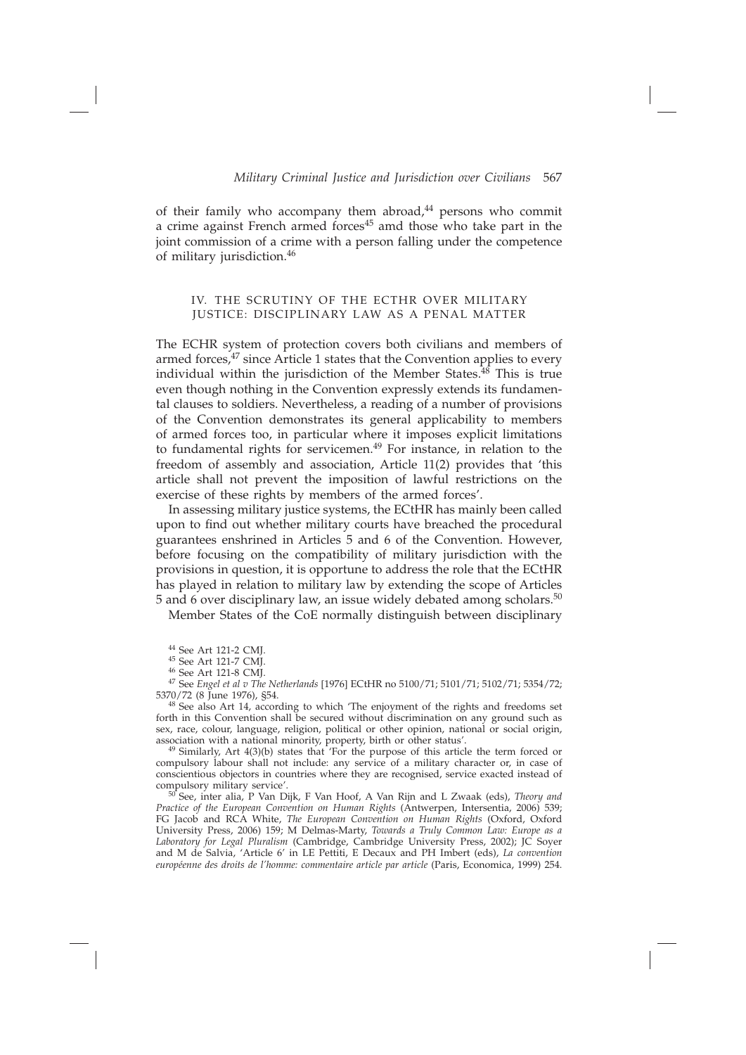of their family who accompany them abroad,[44] persons who commit a crime against French armed forces[45] amd those who take part in the joint commission of a crime with a person falling under the competence of military jurisdiction.[46]

## IV. THE SCRUTINY OF THE ECTHR OVER MILITARY JUSTICE: DISCIPLINARY LAW AS A PENAL MATTER

The ECHR system of protection covers both civilians and members of armed forces,[47] since Article 1 states that the Convention applies to every individual within the jurisdiction of the Member States.[48] This is true even though nothing in the Convention expressly extends its fundamental clauses to soldiers. Nevertheless, a reading of a number of provisions of the Convention demonstrates its general applicability to members of armed forces too, in particular where it imposes explicit limitations to fundamental rights for servicemen.[49] For instance, in relation to the freedom of assembly and association, Article 11(2) provides that 'this article shall not prevent the imposition of lawful restrictions on the exercise of these rights by members of the armed forces'.

In assessing military justice systems, the ECtHR has mainly been called upon to find out whether military courts have breached the procedural guarantees enshrined in Articles 5 and 6 of the Convention. However, before focusing on the compatibility of military jurisdiction with the provisions in question, it is opportune to address the role that the ECtHR has played in relation to military law by extending the scope of Articles 5 and 6 over disciplinary law, an issue widely debated among scholars.[50]

Member States of the CoE normally distinguish between disciplinary

---

[44] See Art 121-2 CMJ.

[45] See Art 121-7 CMJ.

[46] See Art 121-8 CMJ.

[47] See *Engel et al v The Netherlands* [1976] ECtHR no 5100/71; 5101/71; 5102/71; 5354/72; 5370/72 (8 June 1976), §54.

[48] See also Art 14, according to which 'The enjoyment of the rights and freedoms set forth in this Convention shall be secured without discrimination on any ground such as sex, race, colour, language, religion, political or other opinion, national or social origin, association with a national minority, property, birth or other status'.

[49] Similarly, Art 4(3)(b) states that 'For the purpose of this article the term forced or compulsory labour shall not include: any service of a military character or, in case of conscientious objectors in countries where they are recognised, service exacted instead of compulsory military service'.

[50] See, inter alia, P Van Dijk, F Van Hoof, A Van Rijn and L Zwaak (eds), *Theory and Practice of the European Convention on Human Rights* (Antwerpen, Intersentia, 2006) 539; FG Jacob and RCA White, *The European Convention on Human Rights* (Oxford, Oxford University Press, 2006) 159; M Delmas-Marty, *Towards a Truly Common Law: Europe as a Laboratory for Legal Pluralism* (Cambridge, Cambridge University Press, 2002); JC Soyer and M de Salvia, 'Article 6' in LE Pettiti, E Decaux and PH Imbert (eds), *La convention européenne des droits de l'homme: commentaire article par article* (Paris, Economica, 1999) 254.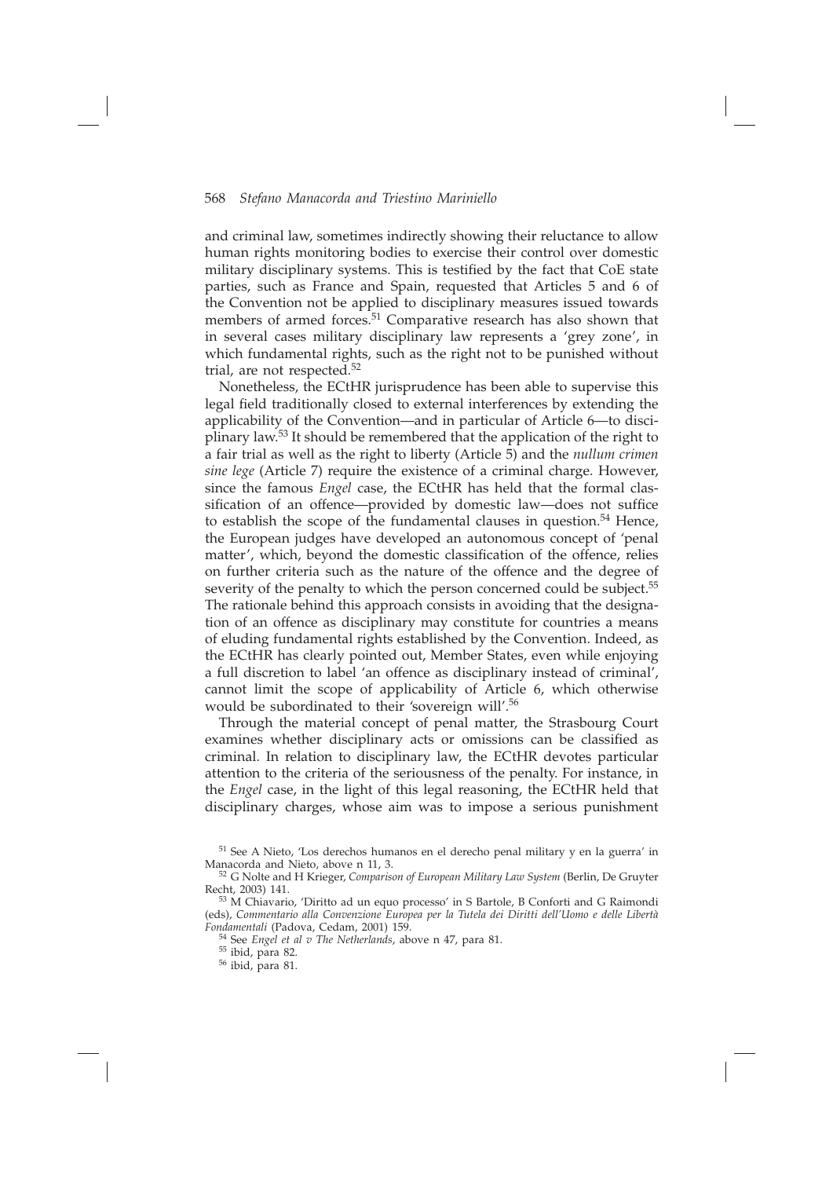and criminal law, sometimes indirectly showing their reluctance to allow human rights monitoring bodies to exercise their control over domestic military disciplinary systems. This is testified by the fact that CoE state parties, such as France and Spain, requested that Articles 5 and 6 of the Convention not be applied to disciplinary measures issued towards members of armed forces.[51] Comparative research has also shown that in several cases military disciplinary law represents a 'grey zone', in which fundamental rights, such as the right not to be punished without trial, are not respected.[52]

Nonetheless, the ECtHR jurisprudence has been able to supervise this legal field traditionally closed to external interferences by extending the applicability of the Convention—and in particular of Article 6—to disciplinary law.[53] It should be remembered that the application of the right to a fair trial as well as the right to liberty (Article 5) and the *nullum crimen sine lege* (Article 7) require the existence of a criminal charge. However, since the famous *Engel* case, the ECtHR has held that the formal classification of an offence—provided by domestic law—does not suffice to establish the scope of the fundamental clauses in question.[54] Hence, the European judges have developed an autonomous concept of 'penal matter', which, beyond the domestic classification of the offence, relies on further criteria such as the nature of the offence and the degree of severity of the penalty to which the person concerned could be subject.[55] The rationale behind this approach consists in avoiding that the designation of an offence as disciplinary may constitute for countries a means of eluding fundamental rights established by the Convention. Indeed, as the ECtHR has clearly pointed out, Member States, even while enjoying a full discretion to label 'an offence as disciplinary instead of criminal', cannot limit the scope of applicability of Article 6, which otherwise would be subordinated to their 'sovereign will'.[56]

Through the material concept of penal matter, the Strasbourg Court examines whether disciplinary acts or omissions can be classified as criminal. In relation to disciplinary law, the ECtHR devotes particular attention to the criteria of the seriousness of the penalty. For instance, in the *Engel* case, in the light of this legal reasoning, the ECtHR held that disciplinary charges, whose aim was to impose a serious punishment

---

[51] See A Nieto, 'Los derechos humanos en el derecho penal military y en la guerra' in Manacorda and Nieto, above n 11, 3.

[52] G Nolte and H Krieger, *Comparison of European Military Law System* (Berlin, De Gruyter Recht, 2003) 141.

[53] M Chiavario, 'Diritto ad un equo processo' in S Bartole, B Conforti and G Raimondi (eds), *Commentario alla Convenzione Europea per la Tutela dei Diritti dell'Uomo e delle Libertà Fondamentali* (Padova, Cedam, 2001) 159.

[54] See *Engel et al v The Netherlands*, above n 47, para 81.

[55] ibid, para 82.

[56] ibid, para 81.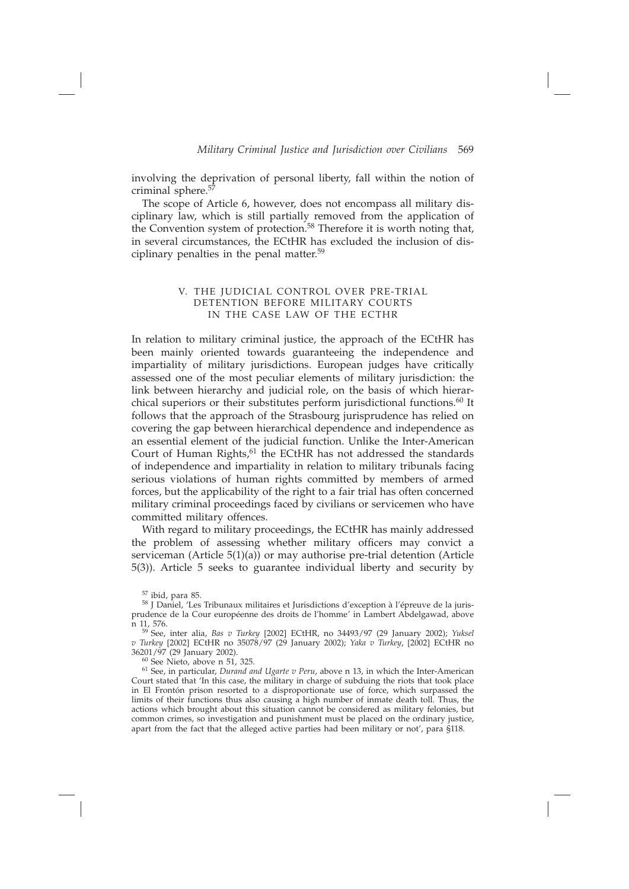involving the deprivation of personal liberty, fall within the notion of criminal sphere.[57]

The scope of Article 6, however, does not encompass all military disciplinary law, which is still partially removed from the application of the Convention system of protection.[58] Therefore it is worth noting that, in several circumstances, the ECtHR has excluded the inclusion of disciplinary penalties in the penal matter.[59]

## V. THE JUDICIAL CONTROL OVER PRE-TRIAL DETENTION BEFORE MILITARY COURTS IN THE CASE LAW OF THE ECTHR

In relation to military criminal justice, the approach of the ECtHR has been mainly oriented towards guaranteeing the independence and impartiality of military jurisdictions. European judges have critically assessed one of the most peculiar elements of military jurisdiction: the link between hierarchy and judicial role, on the basis of which hierarchical superiors or their substitutes perform jurisdictional functions.[60] It follows that the approach of the Strasbourg jurisprudence has relied on covering the gap between hierarchical dependence and independence as an essential element of the judicial function. Unlike the Inter-American Court of Human Rights,[61] the ECtHR has not addressed the standards of independence and impartiality in relation to military tribunals facing serious violations of human rights committed by members of armed forces, but the applicability of the right to a fair trial has often concerned military criminal proceedings faced by civilians or servicemen who have committed military offences.

With regard to military proceedings, the ECtHR has mainly addressed the problem of assessing whether military officers may convict a serviceman (Article 5(1)(a)) or may authorise pre-trial detention (Article 5(3)). Article 5 seeks to guarantee individual liberty and security by

---

[57] ibid, para 85.

[58] J Daniel, 'Les Tribunaux militaires et Jurisdictions d'exception à l'épreuve de la jurisprudence de la Cour européenne des droits de l'homme' in Lambert Abdelgawad, above n 11, 576.

[59] See, inter alia, *Bas v Turkey* [2002] ECtHR, no 34493/97 (29 January 2002); *Yuksel v Turkey* [2002] ECtHR no 35078/97 (29 January 2002); *Yaka v Turkey*, [2002] ECtHR no 36201/97 (29 January 2002).

[60] See Nieto, above n 51, 325.

[61] See, in particular, *Durand and Ugarte v Peru*, above n 13, in which the Inter-American Court stated that 'In this case, the military in charge of subduing the riots that took place in El Frontón prison resorted to a disproportionate use of force, which surpassed the limits of their functions thus also causing a high number of inmate death toll. Thus, the actions which brought about this situation cannot be considered as military felonies, but common crimes, so investigation and punishment must be placed on the ordinary justice, apart from the fact that the alleged active parties had been military or not', para §118.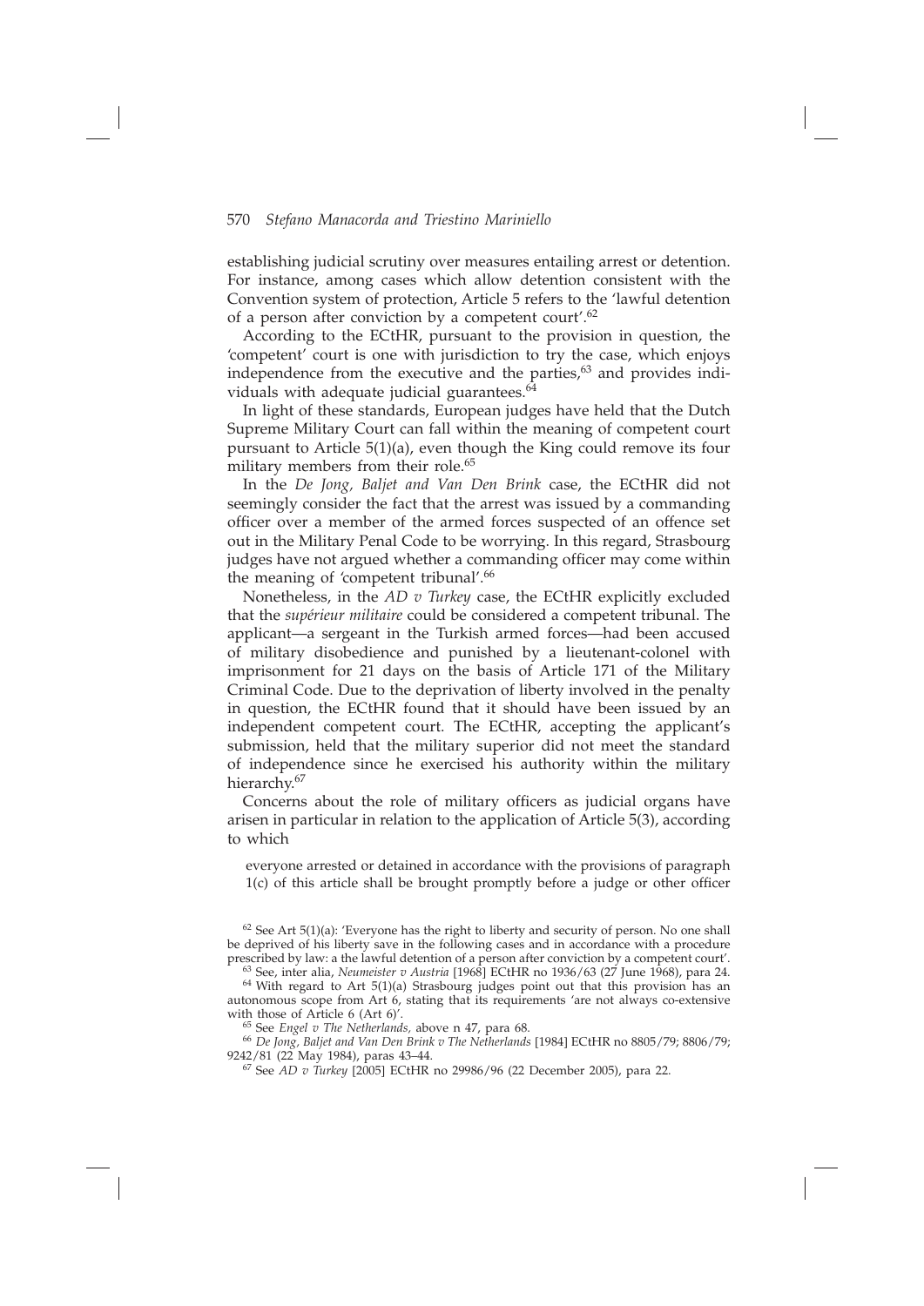establishing judicial scrutiny over measures entailing arrest or detention. For instance, among cases which allow detention consistent with the Convention system of protection, Article 5 refers to the 'lawful detention of a person after conviction by a competent court'.[62]

According to the ECtHR, pursuant to the provision in question, the 'competent' court is one with jurisdiction to try the case, which enjoys independence from the executive and the parties,[63] and provides individuals with adequate judicial guarantees.[64]

In light of these standards, European judges have held that the Dutch Supreme Military Court can fall within the meaning of competent court pursuant to Article 5(1)(a), even though the King could remove its four military members from their role.[65]

In the *De Jong, Baljet and Van Den Brink* case, the ECtHR did not seemingly consider the fact that the arrest was issued by a commanding officer over a member of the armed forces suspected of an offence set out in the Military Penal Code to be worrying. In this regard, Strasbourg judges have not argued whether a commanding officer may come within the meaning of 'competent tribunal'.[66]

Nonetheless, in the *AD v Turkey* case, the ECtHR explicitly excluded that the *supérieur militaire* could be considered a competent tribunal. The applicant—a sergeant in the Turkish armed forces—had been accused of military disobedience and punished by a lieutenant-colonel with imprisonment for 21 days on the basis of Article 171 of the Military Criminal Code. Due to the deprivation of liberty involved in the penalty in question, the ECtHR found that it should have been issued by an independent competent court. The ECtHR, accepting the applicant's submission, held that the military superior did not meet the standard of independence since he exercised his authority within the military hierarchy.[67]

Concerns about the role of military officers as judicial organs have arisen in particular in relation to the application of Article 5(3), according to which

> everyone arrested or detained in accordance with the provisions of paragraph 1(c) of this article shall be brought promptly before a judge or other officer

---

[62] See Art 5(1)(a): 'Everyone has the right to liberty and security of person. No one shall be deprived of his liberty save in the following cases and in accordance with a procedure prescribed by law: a the lawful detention of a person after conviction by a competent court'.

[63] See, inter alia, *Neumeister v Austria* [1968] ECtHR no 1936/63 (27 June 1968), para 24.

[64] With regard to Art 5(1)(a) Strasbourg judges point out that this provision has an autonomous scope from Art 6, stating that its requirements 'are not always co-extensive with those of Article 6 (Art 6)'.

[65] See *Engel v The Netherlands,* above n 47, para 68.

[66] *De Jong, Baljet and Van Den Brink v The Netherlands* [1984] ECtHR no 8805/79; 8806/79; 9242/81 (22 May 1984), paras 43–44.

[67] See *AD v Turkey* [2005] ECtHR no 29986/96 (22 December 2005), para 22.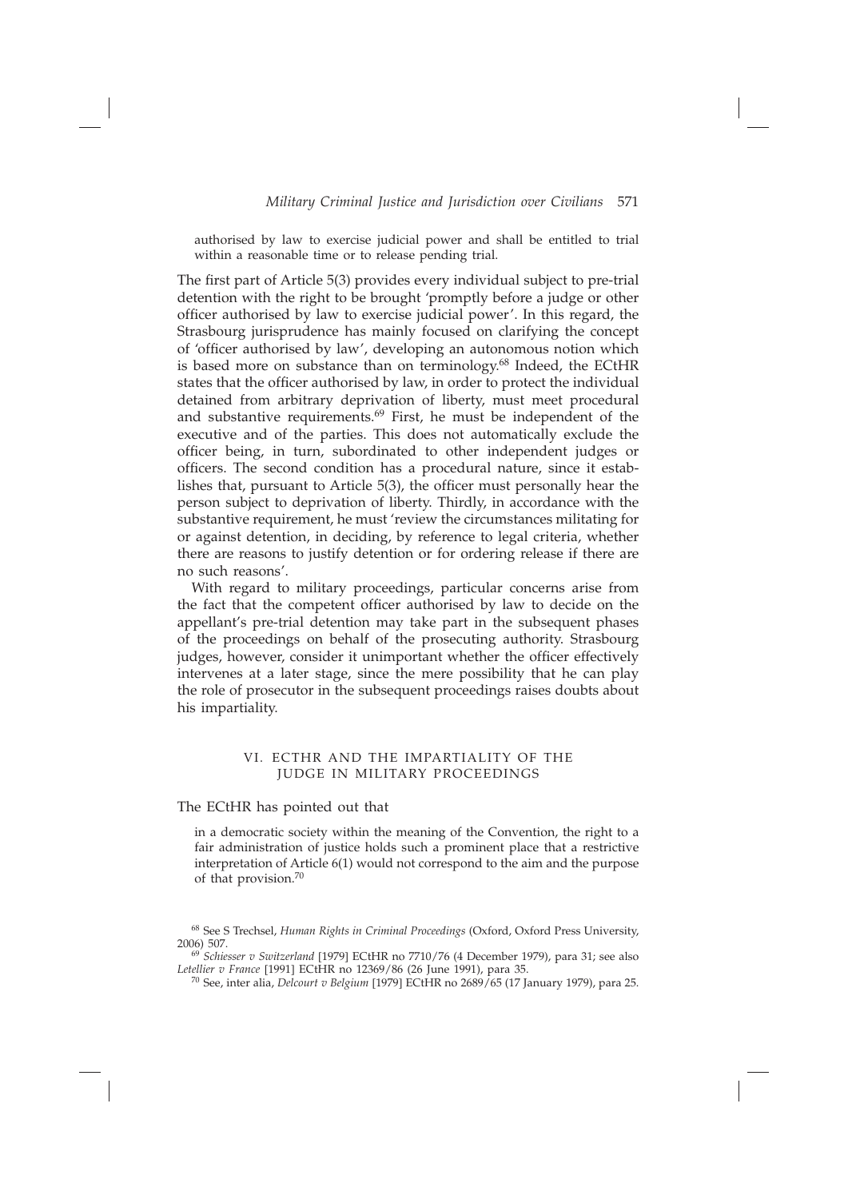> authorised by law to exercise judicial power and shall be entitled to trial within a reasonable time or to release pending trial.

The first part of Article 5(3) provides every individual subject to pre-trial detention with the right to be brought 'promptly before a judge or other officer authorised by law to exercise judicial power'. In this regard, the Strasbourg jurisprudence has mainly focused on clarifying the concept of 'officer authorised by law', developing an autonomous notion which is based more on substance than on terminology.[68] Indeed, the ECtHR states that the officer authorised by law, in order to protect the individual detained from arbitrary deprivation of liberty, must meet procedural and substantive requirements.[69] First, he must be independent of the executive and of the parties. This does not automatically exclude the officer being, in turn, subordinated to other independent judges or officers. The second condition has a procedural nature, since it establishes that, pursuant to Article 5(3), the officer must personally hear the person subject to deprivation of liberty. Thirdly, in accordance with the substantive requirement, he must 'review the circumstances militating for or against detention, in deciding, by reference to legal criteria, whether there are reasons to justify detention or for ordering release if there are no such reasons'.

With regard to military proceedings, particular concerns arise from the fact that the competent officer authorised by law to decide on the appellant's pre-trial detention may take part in the subsequent phases of the proceedings on behalf of the prosecuting authority. Strasbourg judges, however, consider it unimportant whether the officer effectively intervenes at a later stage, since the mere possibility that he can play the role of prosecutor in the subsequent proceedings raises doubts about his impartiality.

## VI. ECTHR AND THE IMPARTIALITY OF THE JUDGE IN MILITARY PROCEEDINGS

The ECtHR has pointed out that

> in a democratic society within the meaning of the Convention, the right to a fair administration of justice holds such a prominent place that a restrictive interpretation of Article 6(1) would not correspond to the aim and the purpose of that provision.[70]

[68] See S Trechsel, *Human Rights in Criminal Proceedings* (Oxford, Oxford Press University, 2006) 507.

[69] *Schiesser v Switzerland* [1979] ECtHR no 7710/76 (4 December 1979), para 31; see also *Letellier v France* [1991] ECtHR no 12369/86 (26 June 1991), para 35.

[70] See, inter alia, *Delcourt v Belgium* [1979] ECtHR no 2689/65 (17 January 1979), para 25.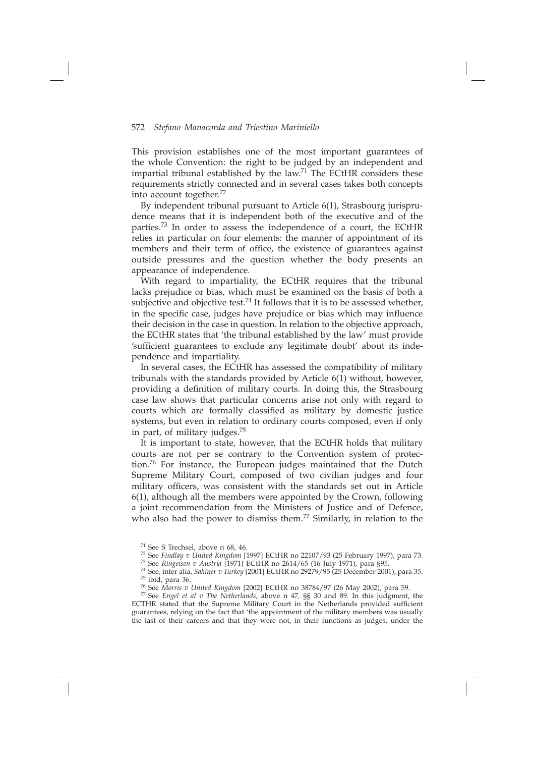This provision establishes one of the most important guarantees of the whole Convention: the right to be judged by an independent and impartial tribunal established by the law.[71] The ECtHR considers these requirements strictly connected and in several cases takes both concepts into account together.[72]

By independent tribunal pursuant to Article 6(1), Strasbourg jurisprudence means that it is independent both of the executive and of the parties.[73] In order to assess the independence of a court, the ECtHR relies in particular on four elements: the manner of appointment of its members and their term of office, the existence of guarantees against outside pressures and the question whether the body presents an appearance of independence.

With regard to impartiality, the ECtHR requires that the tribunal lacks prejudice or bias, which must be examined on the basis of both a subjective and objective test.[74] It follows that it is to be assessed whether, in the specific case, judges have prejudice or bias which may influence their decision in the case in question. In relation to the objective approach, the ECtHR states that 'the tribunal established by the law' must provide 'sufficient guarantees to exclude any legitimate doubt' about its independence and impartiality.

In several cases, the ECtHR has assessed the compatibility of military tribunals with the standards provided by Article 6(1) without, however, providing a definition of military courts. In doing this, the Strasbourg case law shows that particular concerns arise not only with regard to courts which are formally classified as military by domestic justice systems, but even in relation to ordinary courts composed, even if only in part, of military judges.[75]

It is important to state, however, that the ECtHR holds that military courts are not per se contrary to the Convention system of protection.[76] For instance, the European judges maintained that the Dutch Supreme Military Court, composed of two civilian judges and four military officers, was consistent with the standards set out in Article 6(1), although all the members were appointed by the Crown, following a joint recommendation from the Ministers of Justice and of Defence, who also had the power to dismiss them.[77] Similarly, in relation to the

---

[71] See S Trechsel, above n 68, 46.

[72] See *Findlay v United Kingdom* [1997] ECtHR no 22107/93 (25 February 1997), para 73.

[73] See *Ringeisen v Austria* [1971] ECtHR no 2614/65 (16 July 1971), para §95.

[74] See, inter alia, *Sahiner v Turkey* [2001] ECtHR no 29279/95 (25 December 2001), para 35.

[75] ibid, para 36.

[76] See *Morris v United Kingdom* [2002] ECtHR no 38784/97 (26 May 2002), para 59.

[77] See *Engel et al v The Netherlands*, above n 47, §§ 30 and 89. In this judgment, the ECTHR stated that the Supreme Military Court in the Netherlands provided sufficient guarantees, relying on the fact that 'the appointment of the military members was usually the last of their careers and that they were not, in their functions as judges, under the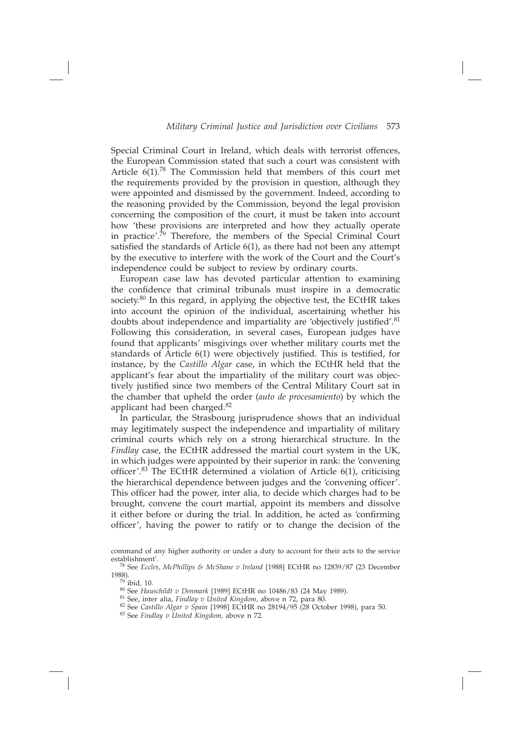Special Criminal Court in Ireland, which deals with terrorist offences, the European Commission stated that such a court was consistent with Article 6(1).[78] The Commission held that members of this court met the requirements provided by the provision in question, although they were appointed and dismissed by the government. Indeed, according to the reasoning provided by the Commission, beyond the legal provision concerning the composition of the court, it must be taken into account how 'these provisions are interpreted and how they actually operate in practice'.[79] Therefore, the members of the Special Criminal Court satisfied the standards of Article 6(1), as there had not been any attempt by the executive to interfere with the work of the Court and the Court's independence could be subject to review by ordinary courts.

European case law has devoted particular attention to examining the confidence that criminal tribunals must inspire in a democratic society.[80] In this regard, in applying the objective test, the ECtHR takes into account the opinion of the individual, ascertaining whether his doubts about independence and impartiality are 'objectively justified'.[81] Following this consideration, in several cases, European judges have found that applicants' misgivings over whether military courts met the standards of Article 6(1) were objectively justified. This is testified, for instance, by the *Castillo Algar* case, in which the ECtHR held that the applicant's fear about the impartiality of the military court was objectively justified since two members of the Central Military Court sat in the chamber that upheld the order (*auto de procesamiento*) by which the applicant had been charged.[82]

In particular, the Strasbourg jurisprudence shows that an individual may legitimately suspect the independence and impartiality of military criminal courts which rely on a strong hierarchical structure. In the *Findlay* case, the ECtHR addressed the martial court system in the UK, in which judges were appointed by their superior in rank: the 'convening officer'.[83] The ECtHR determined a violation of Article 6(1), criticising the hierarchical dependence between judges and the 'convening officer'. This officer had the power, inter alia, to decide which charges had to be brought, convene the court martial, appoint its members and dissolve it either before or during the trial. In addition, he acted as 'confirming officer', having the power to ratify or to change the decision of the

command of any higher authority or under a duty to account for their acts to the service establishment'.

[78] See *Eccles, McPhillips & McShane v Ireland* [1988] ECtHR no 12839/87 (23 December 1988).

[79] ibid, 10.

[80] See *Hauschildt v Denmark* [1989] ECtHR no 10486/83 (24 May 1989).

[81] See, inter alia, *Findlay v United Kingdom*, above n 72, para 80.

[82] See *Castillo Algar v Spain* [1998] ECtHR no 28194/95 (28 October 1998), para 50.

[83] See *Findlay v United Kingdom*, above n 72.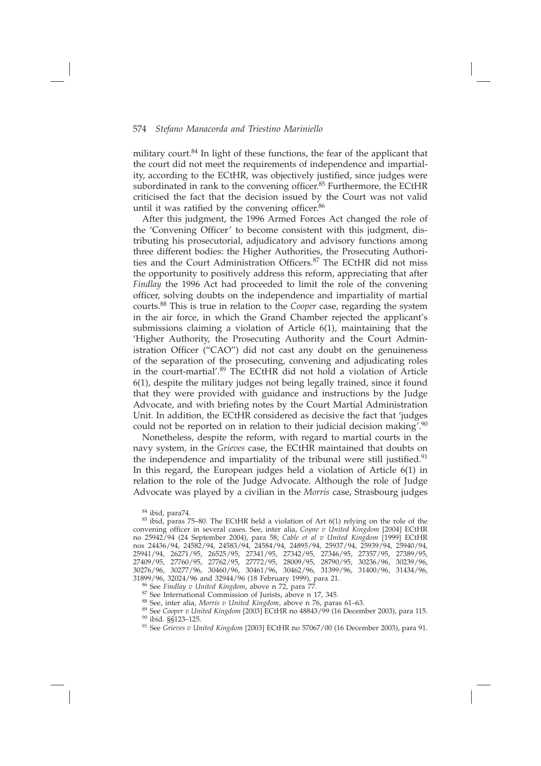military court.[84] In light of these functions, the fear of the applicant that the court did not meet the requirements of independence and impartiality, according to the ECtHR, was objectively justified, since judges were subordinated in rank to the convening officer.[85] Furthermore, the ECtHR criticised the fact that the decision issued by the Court was not valid until it was ratified by the convening officer.[86]

After this judgment, the 1996 Armed Forces Act changed the role of the 'Convening Officer' to become consistent with this judgment, distributing his prosecutorial, adjudicatory and advisory functions among three different bodies: the Higher Authorities, the Prosecuting Authorities and the Court Administration Officers.[87] The ECtHR did not miss the opportunity to positively address this reform, appreciating that after *Findlay* the 1996 Act had proceeded to limit the role of the convening officer, solving doubts on the independence and impartiality of martial courts.[88] This is true in relation to the *Cooper* case, regarding the system in the air force, in which the Grand Chamber rejected the applicant's submissions claiming a violation of Article 6(1), maintaining that the 'Higher Authority, the Prosecuting Authority and the Court Administration Officer ("CAO") did not cast any doubt on the genuineness of the separation of the prosecuting, convening and adjudicating roles in the court-martial'.[89] The ECtHR did not hold a violation of Article 6(1), despite the military judges not being legally trained, since it found that they were provided with guidance and instructions by the Judge Advocate, and with briefing notes by the Court Martial Administration Unit. In addition, the ECtHR considered as decisive the fact that 'judges could not be reported on in relation to their judicial decision making'.[90]

Nonetheless, despite the reform, with regard to martial courts in the navy system, in the *Grieves* case, the ECtHR maintained that doubts on the independence and impartiality of the tribunal were still justified.[91] In this regard, the European judges held a violation of Article 6(1) in relation to the role of the Judge Advocate. Although the role of Judge Advocate was played by a civilian in the *Morris* case, Strasbourg judges

---

[84] ibid, para74.

[85] ibid, paras 75–80. The ECtHR held a violation of Art 6(1) relying on the role of the convening officer in several cases. See, inter alia, *Coyne v United Kingdom* [2004] ECtHR no 25942/94 (24 September 2004), para 58; *Cable et al v United Kingdom* [1999] ECtHR nos 24436/94, 24582/94, 24583/94, 24584/94, 24895/94, 25937/94, 25939/94, 25940/94, 25941/94, 26271/95, 26525/95, 27341/95, 27342/95, 27346/95, 27357/95, 27389/95, 27409/95, 27760/95, 27762/95, 27772/95, 28009/95, 28790/95, 30236/96, 30239/96, 30276/96, 30277/96, 30460/96, 30461/96, 30462/96, 31399/96, 31400/96, 31434/96, 31899/96, 32024/96 and 32944/96 (18 February 1999), para 21.

[86] See *Findlay v United Kingdom*, above n 72, para 77.

[87] See International Commission of Jurists, above n 17, 345.

[88] See, inter alia, *Morris v United Kingdom*, above n 76, paras 61–63.

[89] See *Cooper v United Kingdom* [2003] ECtHR no 48843/99 (16 December 2003), para 115.

[90] ibid. §§123–125.

[91] See *Grieves v United Kingdom* [2003] ECtHR no 57067/00 (16 December 2003), para 91.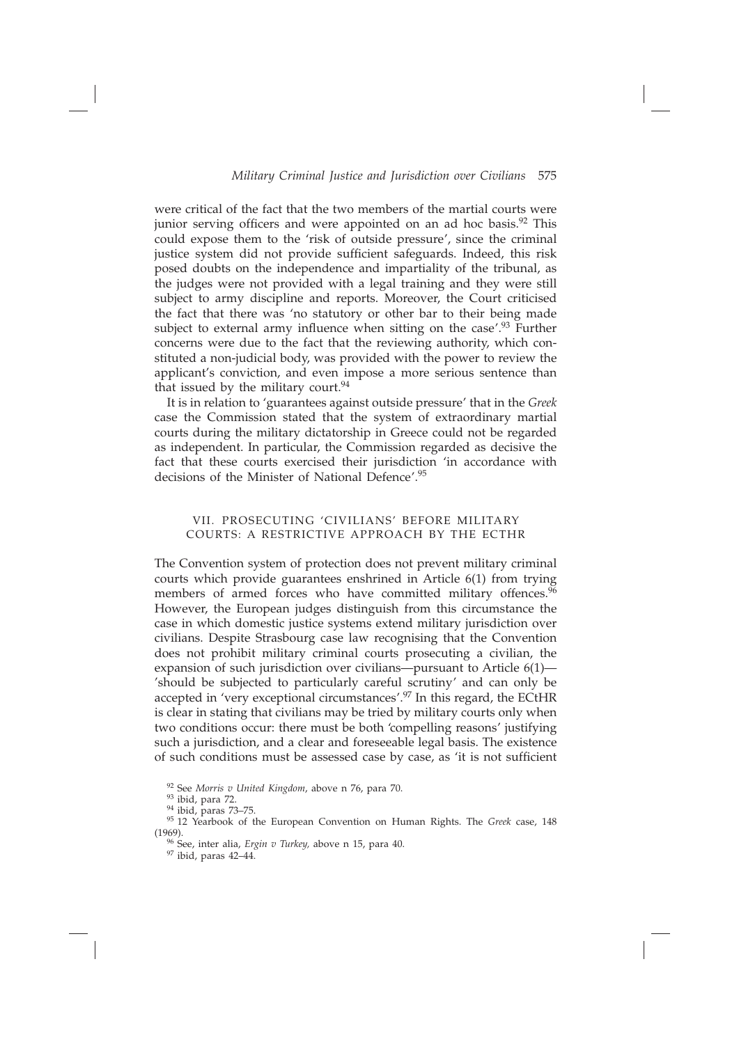were critical of the fact that the two members of the martial courts were junior serving officers and were appointed on an ad hoc basis.[92] This could expose them to the 'risk of outside pressure', since the criminal justice system did not provide sufficient safeguards. Indeed, this risk posed doubts on the independence and impartiality of the tribunal, as the judges were not provided with a legal training and they were still subject to army discipline and reports. Moreover, the Court criticised the fact that there was 'no statutory or other bar to their being made subject to external army influence when sitting on the case'.[93] Further concerns were due to the fact that the reviewing authority, which constituted a non-judicial body, was provided with the power to review the applicant's conviction, and even impose a more serious sentence than that issued by the military court.[94]

It is in relation to 'guarantees against outside pressure' that in the *Greek* case the Commission stated that the system of extraordinary martial courts during the military dictatorship in Greece could not be regarded as independent. In particular, the Commission regarded as decisive the fact that these courts exercised their jurisdiction 'in accordance with decisions of the Minister of National Defence'.[95]

## VII. PROSECUTING 'CIVILIANS' BEFORE MILITARY COURTS: A RESTRICTIVE APPROACH BY THE ECTHR

The Convention system of protection does not prevent military criminal courts which provide guarantees enshrined in Article 6(1) from trying members of armed forces who have committed military offences.[96] However, the European judges distinguish from this circumstance the case in which domestic justice systems extend military jurisdiction over civilians. Despite Strasbourg case law recognising that the Convention does not prohibit military criminal courts prosecuting a civilian, the expansion of such jurisdiction over civilians—pursuant to Article 6(1)—'should be subjected to particularly careful scrutiny' and can only be accepted in 'very exceptional circumstances'.[97] In this regard, the ECtHR is clear in stating that civilians may be tried by military courts only when two conditions occur: there must be both 'compelling reasons' justifying such a jurisdiction, and a clear and foreseeable legal basis. The existence of such conditions must be assessed case by case, as 'it is not sufficient

[92] See *Morris v United Kingdom*, above n 76, para 70.
[93] ibid, para 72.
[94] ibid, paras 73–75.
[95] 12 Yearbook of the European Convention on Human Rights. The *Greek* case, 148 (1969).
[96] See, inter alia, *Ergin v Turkey,* above n 15, para 40.
[97] ibid, paras 42–44.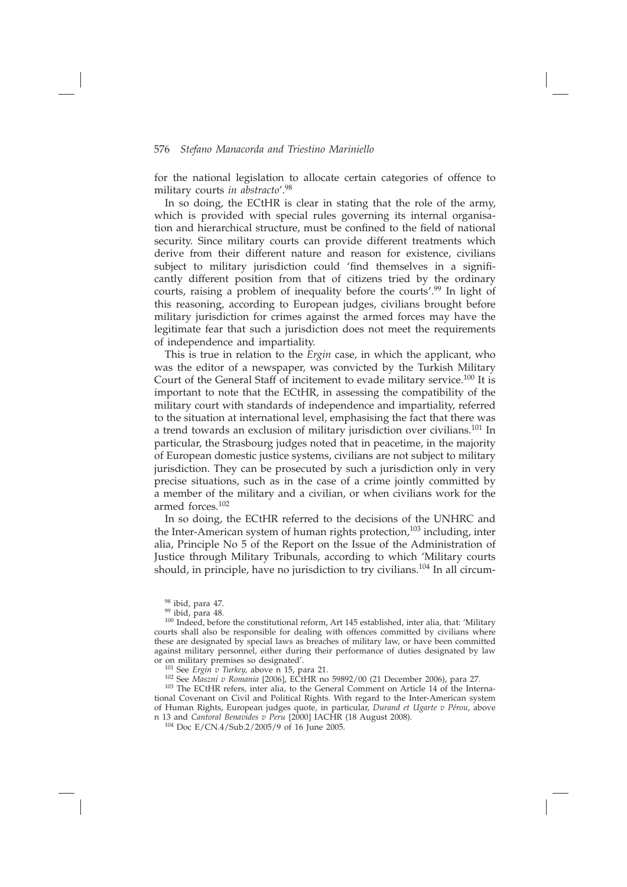for the national legislation to allocate certain categories of offence to military courts *in abstracto*'.[98]

In so doing, the ECtHR is clear in stating that the role of the army, which is provided with special rules governing its internal organisation and hierarchical structure, must be confined to the field of national security. Since military courts can provide different treatments which derive from their different nature and reason for existence, civilians subject to military jurisdiction could 'find themselves in a significantly different position from that of citizens tried by the ordinary courts, raising a problem of inequality before the courts'.[99] In light of this reasoning, according to European judges, civilians brought before military jurisdiction for crimes against the armed forces may have the legitimate fear that such a jurisdiction does not meet the requirements of independence and impartiality.

This is true in relation to the *Ergin* case, in which the applicant, who was the editor of a newspaper, was convicted by the Turkish Military Court of the General Staff of incitement to evade military service.[100] It is important to note that the ECtHR, in assessing the compatibility of the military court with standards of independence and impartiality, referred to the situation at international level, emphasising the fact that there was a trend towards an exclusion of military jurisdiction over civilians.[101] In particular, the Strasbourg judges noted that in peacetime, in the majority of European domestic justice systems, civilians are not subject to military jurisdiction. They can be prosecuted by such a jurisdiction only in very precise situations, such as in the case of a crime jointly committed by a member of the military and a civilian, or when civilians work for the armed forces.[102]

In so doing, the ECtHR referred to the decisions of the UNHRC and the Inter-American system of human rights protection,[103] including, inter alia, Principle No 5 of the Report on the Issue of the Administration of Justice through Military Tribunals, according to which 'Military courts should, in principle, have no jurisdiction to try civilians.[104] In all circum-

[98] ibid, para 47.

[99] ibid, para 48.

[100] Indeed, before the constitutional reform, Art 145 established, inter alia, that: 'Military courts shall also be responsible for dealing with offences committed by civilians where these are designated by special laws as breaches of military law, or have been committed against military personnel, either during their performance of duties designated by law or on military premises so designated'.

[101] See *Ergin v Turkey*, above n 15, para 21.

[102] See *Maszni v Romania* [2006], ECtHR no 59892/00 (21 December 2006), para 27.

[103] The ECtHR refers, inter alia, to the General Comment on Article 14 of the International Covenant on Civil and Political Rights. With regard to the Inter-American system of Human Rights, European judges quote, in particular, *Durand et Ugarte v Pérou*, above n 13 and *Cantoral Benavides v Peru* [2000] IACHR (18 August 2008).

[104] Doc E/CN.4/Sub.2/2005/9 of 16 June 2005.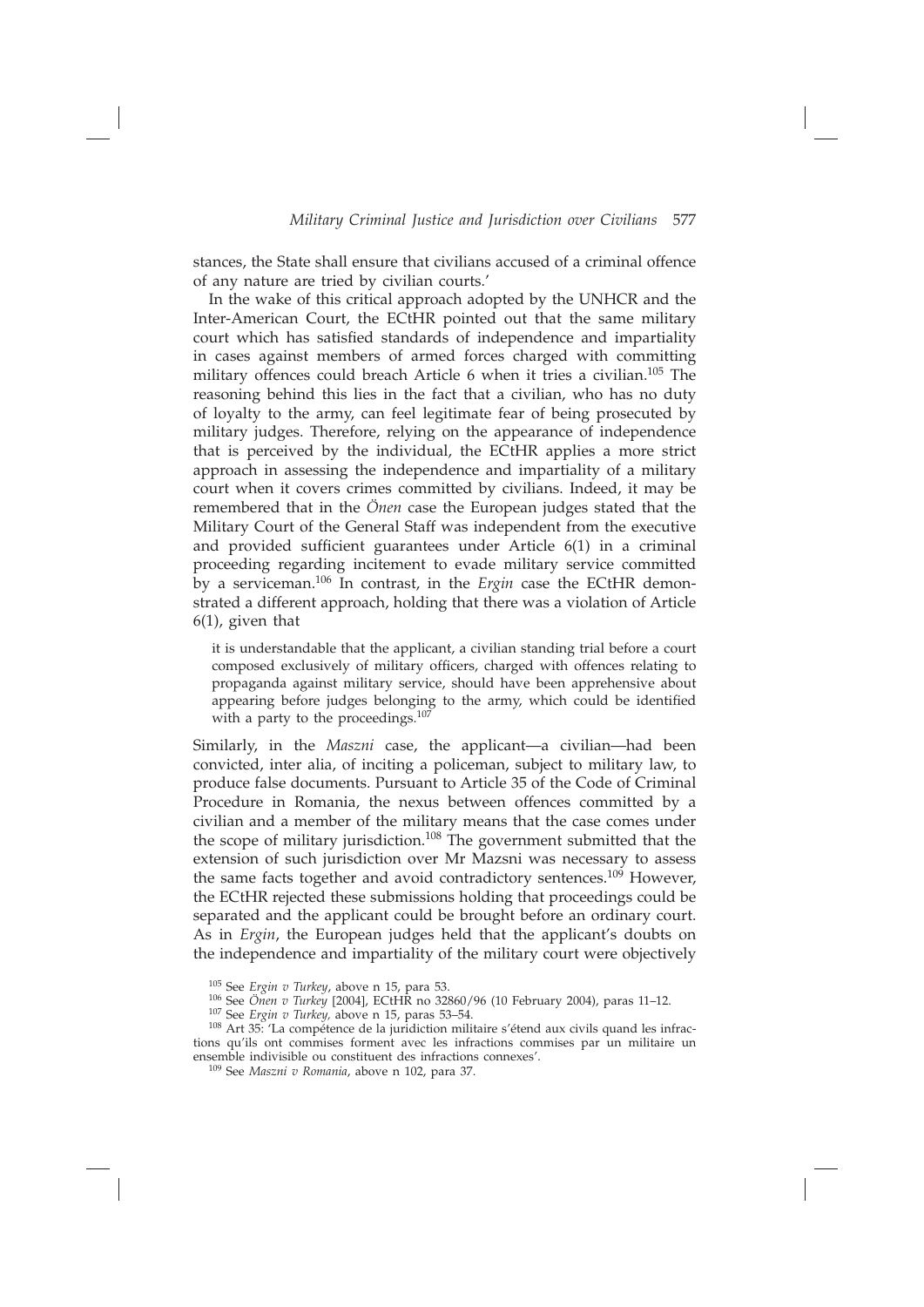stances, the State shall ensure that civilians accused of a criminal offence of any nature are tried by civilian courts.'

In the wake of this critical approach adopted by the UNHCR and the Inter-American Court, the ECtHR pointed out that the same military court which has satisfied standards of independence and impartiality in cases against members of armed forces charged with committing military offences could breach Article 6 when it tries a civilian.[105] The reasoning behind this lies in the fact that a civilian, who has no duty of loyalty to the army, can feel legitimate fear of being prosecuted by military judges. Therefore, relying on the appearance of independence that is perceived by the individual, the ECtHR applies a more strict approach in assessing the independence and impartiality of a military court when it covers crimes committed by civilians. Indeed, it may be remembered that in the *Önen* case the European judges stated that the Military Court of the General Staff was independent from the executive and provided sufficient guarantees under Article 6(1) in a criminal proceeding regarding incitement to evade military service committed by a serviceman.[106] In contrast, in the *Ergin* case the ECtHR demonstrated a different approach, holding that there was a violation of Article 6(1), given that

> it is understandable that the applicant, a civilian standing trial before a court composed exclusively of military officers, charged with offences relating to propaganda against military service, should have been apprehensive about appearing before judges belonging to the army, which could be identified with a party to the proceedings.[107]

Similarly, in the *Maszni* case, the applicant—a civilian—had been convicted, inter alia, of inciting a policeman, subject to military law, to produce false documents. Pursuant to Article 35 of the Code of Criminal Procedure in Romania, the nexus between offences committed by a civilian and a member of the military means that the case comes under the scope of military jurisdiction.[108] The government submitted that the extension of such jurisdiction over Mr Mazsni was necessary to assess the same facts together and avoid contradictory sentences.[109] However, the ECtHR rejected these submissions holding that proceedings could be separated and the applicant could be brought before an ordinary court. As in *Ergin*, the European judges held that the applicant's doubts on the independence and impartiality of the military court were objectively

---

[105] See *Ergin v Turkey*, above n 15, para 53.

[106] See *Önen v Turkey* [2004], ECtHR no 32860/96 (10 February 2004), paras 11–12.

[107] See *Ergin v Turkey*, above n 15, paras 53–54.

[108] Art 35: 'La compétence de la juridiction militaire s'étend aux civils quand les infractions qu'ils ont commises forment avec les infractions commises par un militaire un ensemble indivisible ou constituent des infractions connexes'.

[109] See *Maszni v Romania*, above n 102, para 37.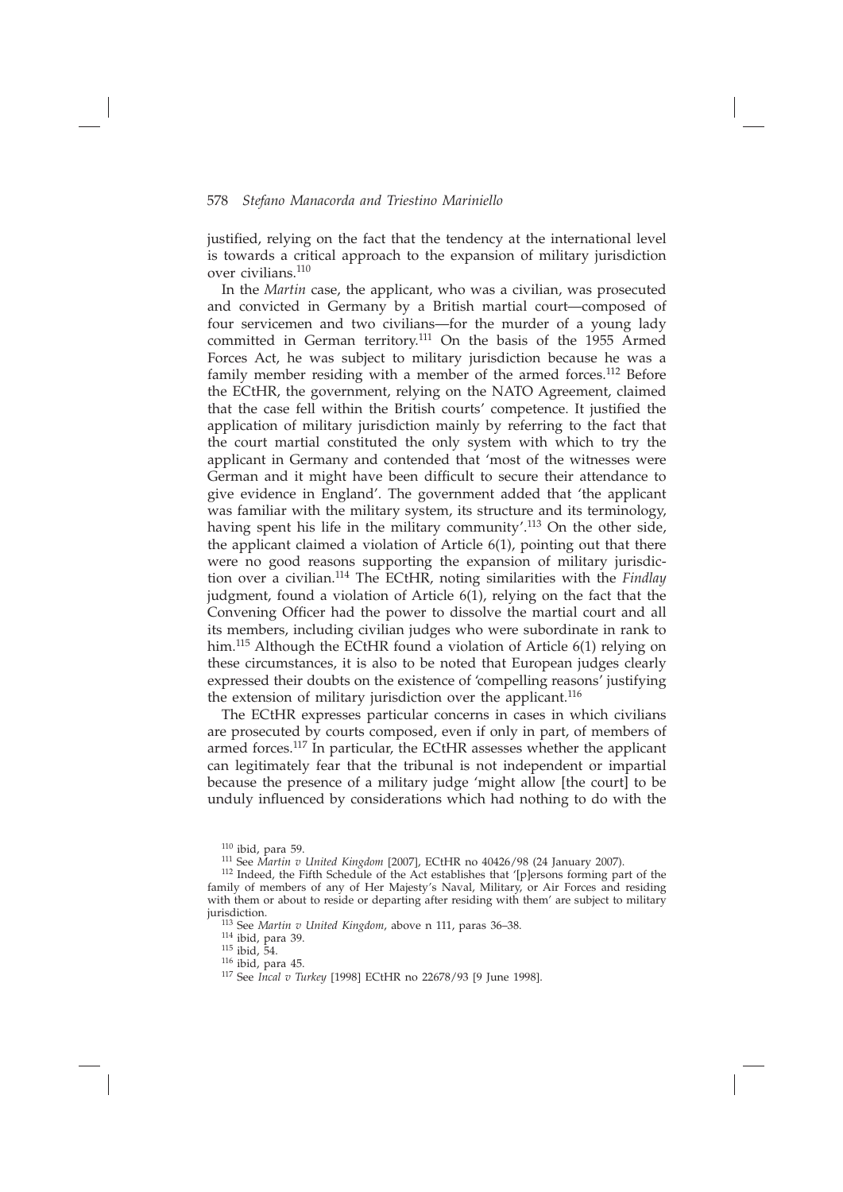justified, relying on the fact that the tendency at the international level is towards a critical approach to the expansion of military jurisdiction over civilians.[110]

In the *Martin* case, the applicant, who was a civilian, was prosecuted and convicted in Germany by a British martial court—composed of four servicemen and two civilians—for the murder of a young lady committed in German territory.[111] On the basis of the 1955 Armed Forces Act, he was subject to military jurisdiction because he was a family member residing with a member of the armed forces.[112] Before the ECtHR, the government, relying on the NATO Agreement, claimed that the case fell within the British courts' competence. It justified the application of military jurisdiction mainly by referring to the fact that the court martial constituted the only system with which to try the applicant in Germany and contended that 'most of the witnesses were German and it might have been difficult to secure their attendance to give evidence in England'. The government added that 'the applicant was familiar with the military system, its structure and its terminology, having spent his life in the military community'.[113] On the other side, the applicant claimed a violation of Article 6(1), pointing out that there were no good reasons supporting the expansion of military jurisdiction over a civilian.[114] The ECtHR, noting similarities with the *Findlay* judgment, found a violation of Article 6(1), relying on the fact that the Convening Officer had the power to dissolve the martial court and all its members, including civilian judges who were subordinate in rank to him.[115] Although the ECtHR found a violation of Article 6(1) relying on these circumstances, it is also to be noted that European judges clearly expressed their doubts on the existence of 'compelling reasons' justifying the extension of military jurisdiction over the applicant.[116]

The ECtHR expresses particular concerns in cases in which civilians are prosecuted by courts composed, even if only in part, of members of armed forces.[117] In particular, the ECtHR assesses whether the applicant can legitimately fear that the tribunal is not independent or impartial because the presence of a military judge 'might allow [the court] to be unduly influenced by considerations which had nothing to do with the

---

[110] ibid, para 59.

[111] See *Martin v United Kingdom* [2007], ECtHR no 40426/98 (24 January 2007).

[112] Indeed, the Fifth Schedule of the Act establishes that '[p]ersons forming part of the family of members of any of Her Majesty's Naval, Military, or Air Forces and residing with them or about to reside or departing after residing with them' are subject to military jurisdiction.

[113] See *Martin v United Kingdom*, above n 111, paras 36–38.

[114] ibid, para 39.

[115] ibid, 54.

[116] ibid, para 45.

[117] See *Incal v Turkey* [1998] ECtHR no 22678/93 [9 June 1998].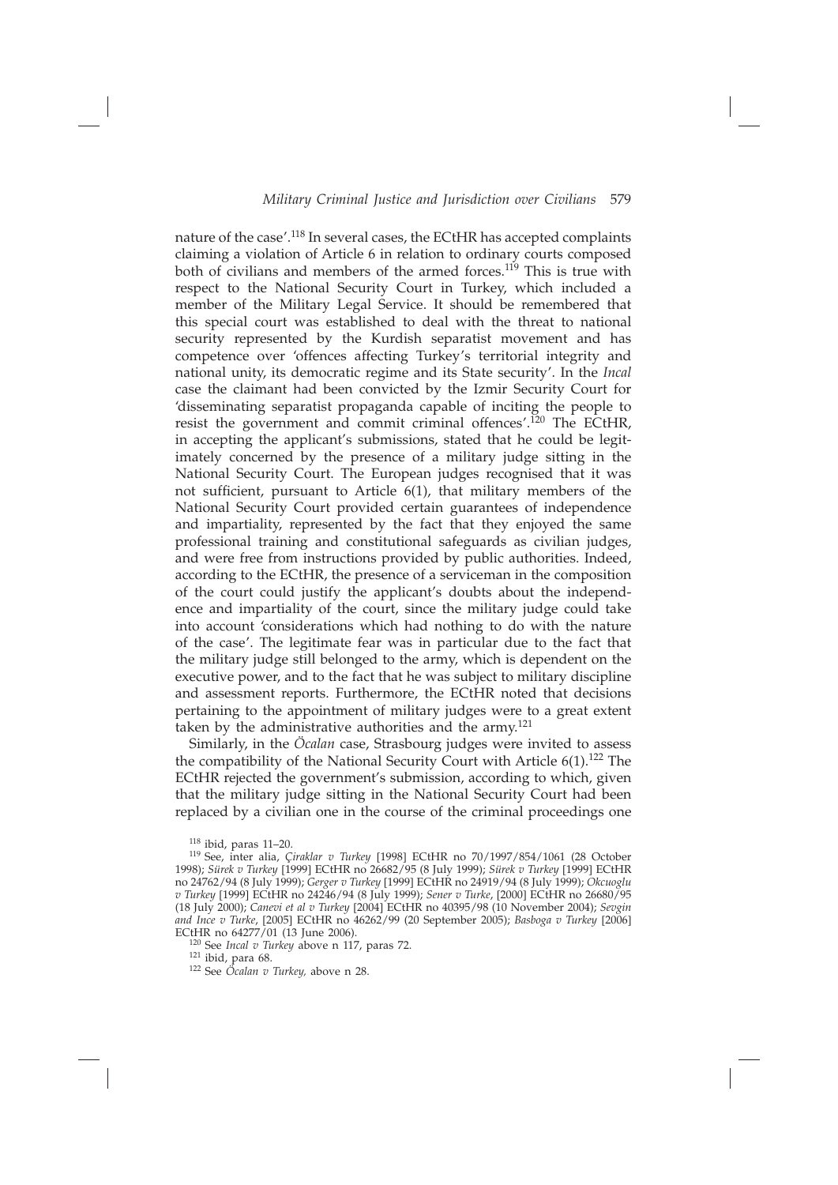nature of the case'.[118] In several cases, the ECtHR has accepted complaints claiming a violation of Article 6 in relation to ordinary courts composed both of civilians and members of the armed forces.[119] This is true with respect to the National Security Court in Turkey, which included a member of the Military Legal Service. It should be remembered that this special court was established to deal with the threat to national security represented by the Kurdish separatist movement and has competence over 'offences affecting Turkey's territorial integrity and national unity, its democratic regime and its State security'. In the *Incal* case the claimant had been convicted by the Izmir Security Court for 'disseminating separatist propaganda capable of inciting the people to resist the government and commit criminal offences'.[120] The ECtHR, in accepting the applicant's submissions, stated that he could be legitimately concerned by the presence of a military judge sitting in the National Security Court. The European judges recognised that it was not sufficient, pursuant to Article 6(1), that military members of the National Security Court provided certain guarantees of independence and impartiality, represented by the fact that they enjoyed the same professional training and constitutional safeguards as civilian judges, and were free from instructions provided by public authorities. Indeed, according to the ECtHR, the presence of a serviceman in the composition of the court could justify the applicant's doubts about the independence and impartiality of the court, since the military judge could take into account 'considerations which had nothing to do with the nature of the case'. The legitimate fear was in particular due to the fact that the military judge still belonged to the army, which is dependent on the executive power, and to the fact that he was subject to military discipline and assessment reports. Furthermore, the ECtHR noted that decisions pertaining to the appointment of military judges were to a great extent taken by the administrative authorities and the army.[121]

Similarly, in the *Öcalan* case, Strasbourg judges were invited to assess the compatibility of the National Security Court with Article 6(1).[122] The ECtHR rejected the government's submission, according to which, given that the military judge sitting in the National Security Court had been replaced by a civilian one in the course of the criminal proceedings one

---

[118] ibid, paras 11–20.

[119] See, inter alia, *Çiraklar v Turkey* [1998] ECtHR no 70/1997/854/1061 (28 October 1998); *Sürek v Turkey* [1999] ECtHR no 26682/95 (8 July 1999); *Sürek v Turkey* [1999] ECtHR no 24762/94 (8 July 1999); *Gerger v Turkey* [1999] ECtHR no 24919/94 (8 July 1999); *Okcuoglu v Turkey* [1999] ECtHR no 24246/94 (8 July 1999); *Sener v Turke*, [2000] ECtHR no 26680/95 (18 July 2000); *Canevi et al v Turkey* [2004] ECtHR no 40395/98 (10 November 2004); *Sevgin and Ince v Turke*, [2005] ECtHR no 46262/99 (20 September 2005); *Basboga v Turkey* [2006] ECtHR no 64277/01 (13 June 2006).

[120] See *Incal v Turkey* above n 117, paras 72.

[121] ibid, para 68.

[122] See *Öcalan v Turkey,* above n 28.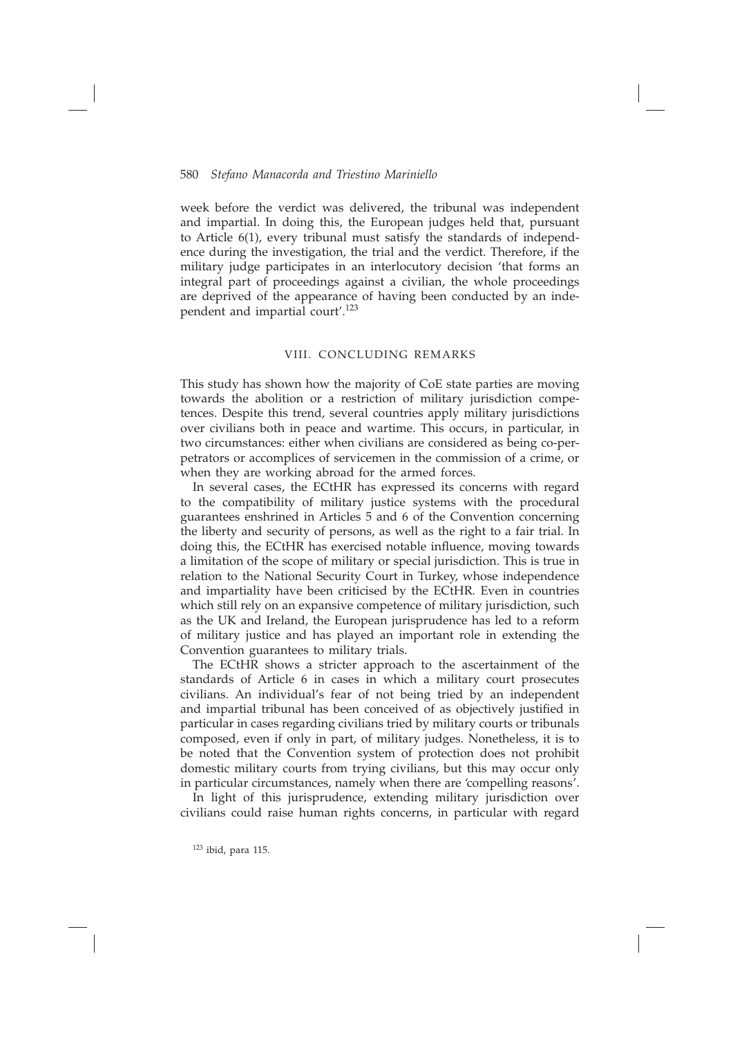week before the verdict was delivered, the tribunal was independent and impartial. In doing this, the European judges held that, pursuant to Article 6(1), every tribunal must satisfy the standards of independence during the investigation, the trial and the verdict. Therefore, if the military judge participates in an interlocutory decision 'that forms an integral part of proceedings against a civilian, the whole proceedings are deprived of the appearance of having been conducted by an independent and impartial court'.[123]

## VIII. CONCLUDING REMARKS

This study has shown how the majority of CoE state parties are moving towards the abolition or a restriction of military jurisdiction competences. Despite this trend, several countries apply military jurisdictions over civilians both in peace and wartime. This occurs, in particular, in two circumstances: either when civilians are considered as being co-perpetrators or accomplices of servicemen in the commission of a crime, or when they are working abroad for the armed forces.

In several cases, the ECtHR has expressed its concerns with regard to the compatibility of military justice systems with the procedural guarantees enshrined in Articles 5 and 6 of the Convention concerning the liberty and security of persons, as well as the right to a fair trial. In doing this, the ECtHR has exercised notable influence, moving towards a limitation of the scope of military or special jurisdiction. This is true in relation to the National Security Court in Turkey, whose independence and impartiality have been criticised by the ECtHR. Even in countries which still rely on an expansive competence of military jurisdiction, such as the UK and Ireland, the European jurisprudence has led to a reform of military justice and has played an important role in extending the Convention guarantees to military trials.

The ECtHR shows a stricter approach to the ascertainment of the standards of Article 6 in cases in which a military court prosecutes civilians. An individual's fear of not being tried by an independent and impartial tribunal has been conceived of as objectively justified in particular in cases regarding civilians tried by military courts or tribunals composed, even if only in part, of military judges. Nonetheless, it is to be noted that the Convention system of protection does not prohibit domestic military courts from trying civilians, but this may occur only in particular circumstances, namely when there are 'compelling reasons'.

In light of this jurisprudence, extending military jurisdiction over civilians could raise human rights concerns, in particular with regard

[123] ibid, para 115.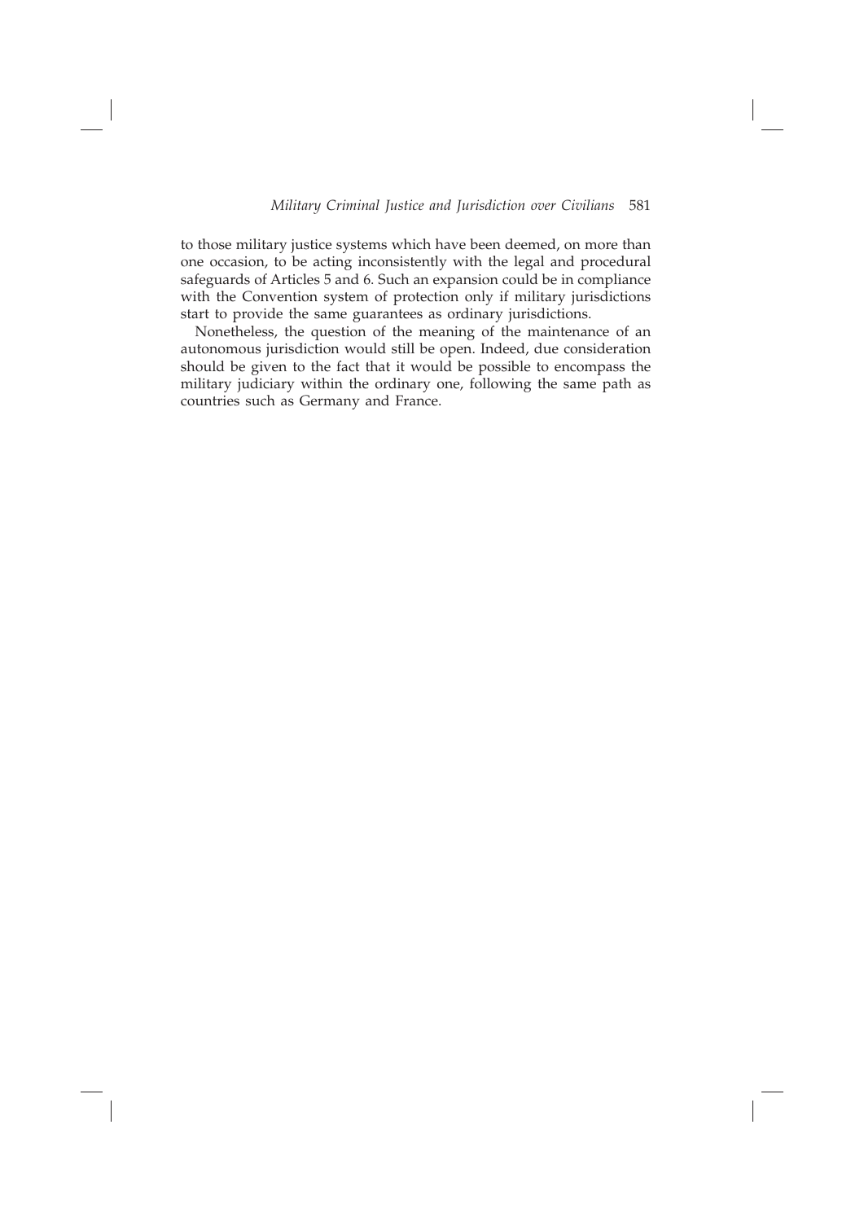to those military justice systems which have been deemed, on more than one occasion, to be acting inconsistently with the legal and procedural safeguards of Articles 5 and 6. Such an expansion could be in compliance with the Convention system of protection only if military jurisdictions start to provide the same guarantees as ordinary jurisdictions.

Nonetheless, the question of the meaning of the maintenance of an autonomous jurisdiction would still be open. Indeed, due consideration should be given to the fact that it would be possible to encompass the military judiciary within the ordinary one, following the same path as countries such as Germany and France.